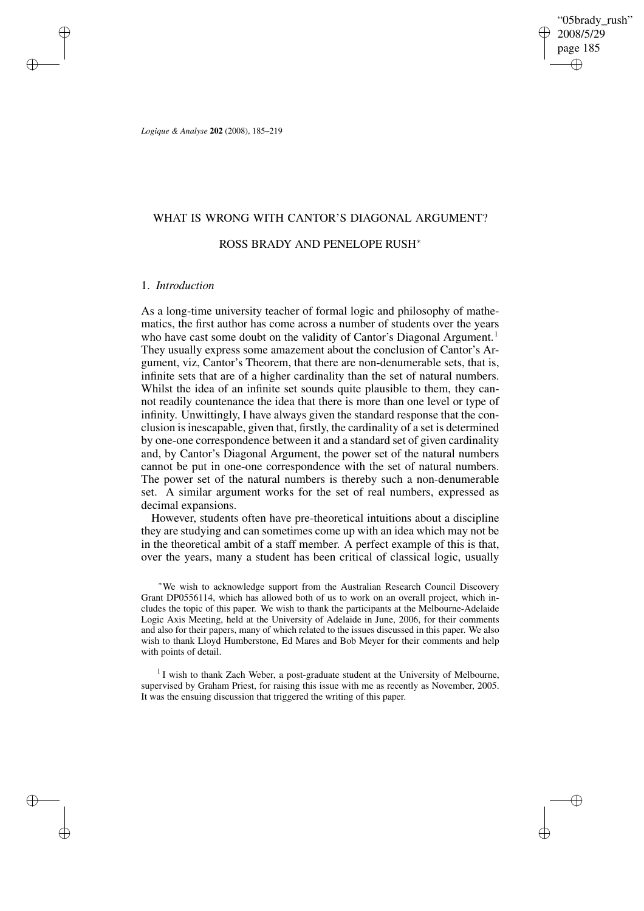# WHAT IS WRONG WITH CANTOR'S DIAGONAL ARGUMENT?

## ROSS BRADY AND PENELOPE RUSH*

### 1. *Introduction*

As a long-time university teacher of formal logic and philosophy of mathematics, the first author has come across a number of students over the years who have cast some doubt on the validity of Cantor's Diagonal Argument.[1] They usually express some amazement about the conclusion of Cantor's Argument, viz, Cantor's Theorem, that there are non-denumerable sets, that is, infinite sets that are of a higher cardinality than the set of natural numbers. Whilst the idea of an infinite set sounds quite plausible to them, they cannot readily countenance the idea that there is more than one level or type of infinity. Unwittingly, I have always given the standard response that the conclusion is inescapable, given that, firstly, the cardinality of a set is determined by one-one correspondence between it and a standard set of given cardinality and, by Cantor's Diagonal Argument, the power set of the natural numbers cannot be put in one-one correspondence with the set of natural numbers. The power set of the natural numbers is thereby such a non-denumerable set. A similar argument works for the set of real numbers, expressed as decimal expansions.

However, students often have pre-theoretical intuitions about a discipline they are studying and can sometimes come up with an idea which may not be in the theoretical ambit of a staff member. A perfect example of this is that, over the years, many a student has been critical of classical logic, usually

---

*We wish to acknowledge support from the Australian Research Council Discovery Grant DP0556114, which has allowed both of us to work on an overall project, which includes the topic of this paper. We wish to thank the participants at the Melbourne-Adelaide Logic Axis Meeting, held at the University of Adelaide in June, 2006, for their comments and also for their papers, many of which related to the issues discussed in this paper. We also wish to thank Lloyd Humberstone, Ed Mares and Bob Meyer for their comments and help with points of detail.

[1] I wish to thank Zach Weber, a post-graduate student at the University of Melbourne, supervised by Graham Priest, for raising this issue with me as recently as November, 2005. It was the ensuing discussion that triggered the writing of this paper.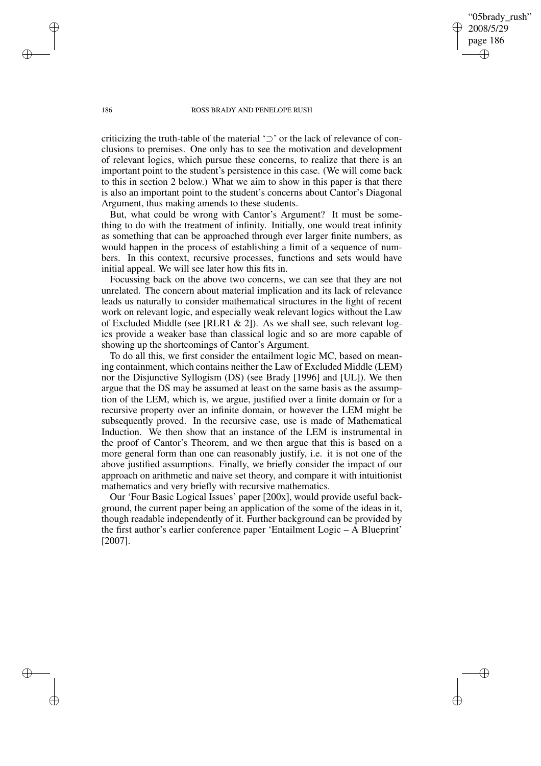criticizing the truth-table of the material '$\supset$' or the lack of relevance of conclusions to premises. One only has to see the motivation and development of relevant logics, which pursue these concerns, to realize that there is an important point to the student's persistence in this case. (We will come back to this in section 2 below.) What we aim to show in this paper is that there is also an important point to the student's concerns about Cantor's Diagonal Argument, thus making amends to these students.

But, what could be wrong with Cantor's Argument? It must be something to do with the treatment of infinity. Initially, one would treat infinity as something that can be approached through ever larger finite numbers, as would happen in the process of establishing a limit of a sequence of numbers. In this context, recursive processes, functions and sets would have initial appeal. We will see later how this fits in.

Focussing back on the above two concerns, we can see that they are not unrelated. The concern about material implication and its lack of relevance leads us naturally to consider mathematical structures in the light of recent work on relevant logic, and especially weak relevant logics without the Law of Excluded Middle (see [RLR1 & 2]). As we shall see, such relevant logics provide a weaker base than classical logic and so are more capable of showing up the shortcomings of Cantor's Argument.

To do all this, we first consider the entailment logic MC, based on meaning containment, which contains neither the Law of Excluded Middle (LEM) nor the Disjunctive Syllogism (DS) (see Brady [1996] and [UL]). We then argue that the DS may be assumed at least on the same basis as the assumption of the LEM, which is, we argue, justified over a finite domain or for a recursive property over an infinite domain, or however the LEM might be subsequently proved. In the recursive case, use is made of Mathematical Induction. We then show that an instance of the LEM is instrumental in the proof of Cantor's Theorem, and we then argue that this is based on a more general form than one can reasonably justify, i.e. it is not one of the above justified assumptions. Finally, we briefly consider the impact of our approach on arithmetic and naive set theory, and compare it with intuitionist mathematics and very briefly with recursive mathematics.

Our 'Four Basic Logical Issues' paper [200x], would provide useful background, the current paper being an application of the some of the ideas in it, though readable independently of it. Further background can be provided by the first author's earlier conference paper 'Entailment Logic – A Blueprint' [2007].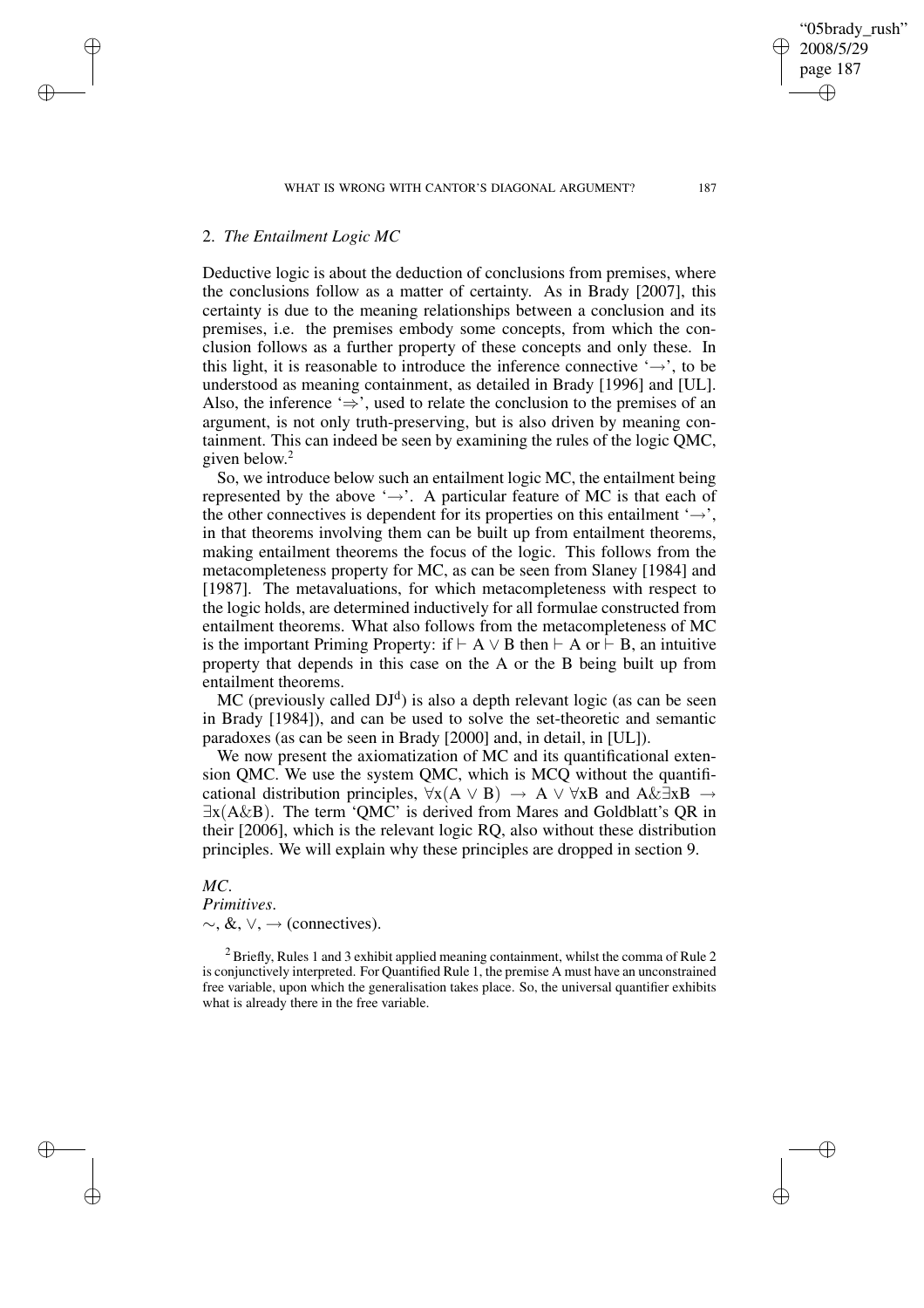## 2. *The Entailment Logic MC*

Deductive logic is about the deduction of conclusions from premises, where the conclusions follow as a matter of certainty. As in Brady [2007], this certainty is due to the meaning relationships between a conclusion and its premises, i.e. the premises embody some concepts, from which the conclusion follows as a further property of these concepts and only these. In this light, it is reasonable to introduce the inference connective '$\rightarrow$', to be understood as meaning containment, as detailed in Brady [1996] and [UL]. Also, the inference '$\Rightarrow$', used to relate the conclusion to the premises of an argument, is not only truth-preserving, but is also driven by meaning containment. This can indeed be seen by examining the rules of the logic QMC, given below.[2]

So, we introduce below such an entailment logic MC, the entailment being represented by the above '$\rightarrow$'. A particular feature of MC is that each of the other connectives is dependent for its properties on this entailment '$\rightarrow$', in that theorems involving them can be built up from entailment theorems, making entailment theorems the focus of the logic. This follows from the metacompleteness property for MC, as can be seen from Slaney [1984] and [1987]. The metavaluations, for which metacompleteness with respect to the logic holds, are determined inductively for all formulae constructed from entailment theorems. What also follows from the metacompleteness of MC is the important Priming Property: if $\vdash$ A $\vee$ B then $\vdash$ A or $\vdash$ B, an intuitive property that depends in this case on the A or the B being built up from entailment theorems.

MC (previously called $\mathrm{DJ^d}$) is also a depth relevant logic (as can be seen in Brady [1984]), and can be used to solve the set-theoretic and semantic paradoxes (as can be seen in Brady [2000] and, in detail, in [UL]).

We now present the axiomatization of MC and its quantificational extension QMC. We use the system QMC, which is MCQ without the quantificational distribution principles, $\forall$x(A $\vee$ B) $\rightarrow$ A $\vee$ $\forall$xB and A&$\exists$xB $\rightarrow$ $\exists$x(A&B). The term 'QMC' is derived from Mares and Goldblatt's QR in their [2006], which is the relevant logic RQ, also without these distribution principles. We will explain why these principles are dropped in section 9.

*MC*.

*Primitives*.

$\sim$, &, $\vee$, $\rightarrow$ (connectives).

[2] Briefly, Rules 1 and 3 exhibit applied meaning containment, whilst the comma of Rule 2 is conjunctively interpreted. For Quantified Rule 1, the premise A must have an unconstrained free variable, upon which the generalisation takes place. So, the universal quantifier exhibits what is already there in the free variable.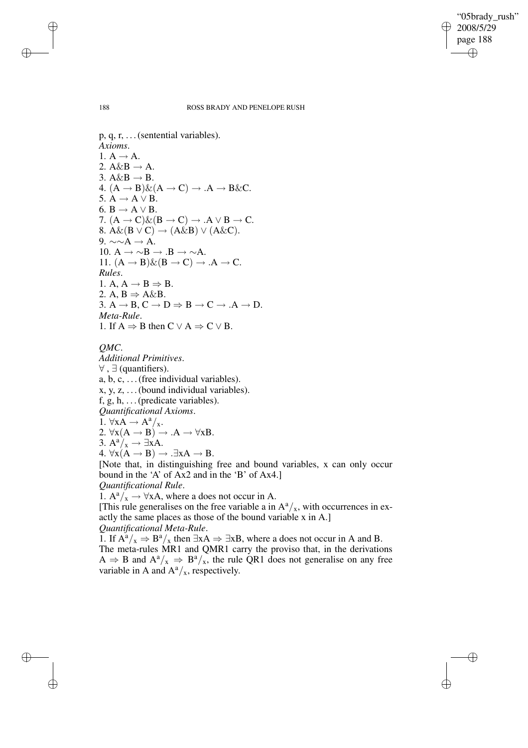p, q, r, ... (sentential variables).

*Axioms*.

1. $A \to A$.
2. $A\&B \to A$.
3. $A\&B \to B$.
4. $(A \to B)\&(A \to C) \to .A \to B\&C$.
5. $A \to A \vee B$.
6. $B \to A \vee B$.
7. $(A \to C)\&(B \to C) \to .A \vee B \to C$.
8. $A\&(B \vee C) \to (A\&B) \vee (A\&C)$.
9. $\sim\sim A \to A$.
10. $A \to \sim B \to .B \to \sim A$.
11. $(A \to B)\&(B \to C) \to .A \to C$.

*Rules*.

1. $A, A \to B \Rightarrow B$.
2. $A, B \Rightarrow A\&B$.
3. $A \to B, C \to D \Rightarrow B \to C \to .A \to D$.

*Meta-Rule*.

1. If $A \Rightarrow B$ then $C \vee A \Rightarrow C \vee B$.

*QMC*.

*Additional Primitives*.

$\forall$ , $\exists$ (quantifiers).

a, b, c, ... (free individual variables).

x, y, z, ... (bound individual variables).

f, g, h, ... (predicate variables).

*Quantificational Axioms*.

1. $\forall xA \to A^a/_x$.
2. $\forall x(A \to B) \to .A \to \forall xB$.
3. $A^a/_x \to \exists xA$.
4. $\forall x(A \to B) \to .\exists xA \to B$.

[Note that, in distinguishing free and bound variables, x can only occur bound in the 'A' of Ax2 and in the 'B' of Ax4.]

*Quantificational Rule*.

1. $A^a/_x \to \forall xA$, where a does not occur in A.

[This rule generalises on the free variable a in $A^a/_x$, with occurrences in exactly the same places as those of the bound variable x in A.]

*Quantificational Meta-Rule*.

1. If $A^a/_x \Rightarrow B^a/_x$ then $\exists xA \Rightarrow \exists xB$, where a does not occur in A and B.

The meta-rules MR1 and QMR1 carry the proviso that, in the derivations $A \Rightarrow B$ and $A^a/_x \Rightarrow B^a/_x$, the rule QR1 does not generalise on any free variable in A and $A^a/_x$, respectively.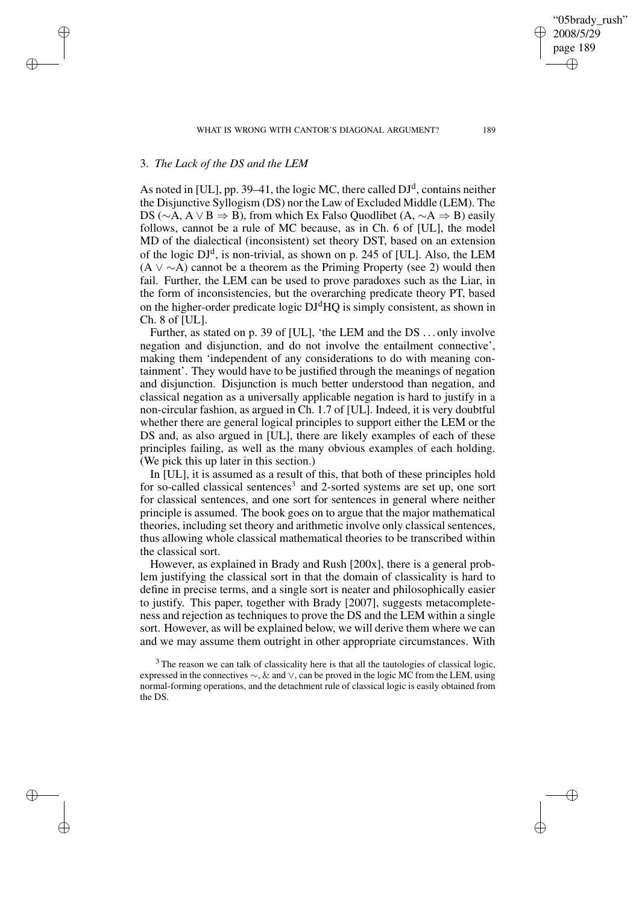## 3. *The Lack of the DS and the LEM*

As noted in [UL], pp. 39–41, the logic MC, there called $DJ^d$, contains neither the Disjunctive Syllogism (DS) nor the Law of Excluded Middle (LEM). The DS ($\sim A, A \vee B \Rightarrow B$), from which Ex Falso Quodlibet ($A, \sim A \Rightarrow B$) easily follows, cannot be a rule of MC because, as in Ch. 6 of [UL], the model MD of the dialectical (inconsistent) set theory DST, based on an extension of the logic $DJ^d$, is non-trivial, as shown on p. 245 of [UL]. Also, the LEM ($A \vee \sim A$) cannot be a theorem as the Priming Property (see 2) would then fail. Further, the LEM can be used to prove paradoxes such as the Liar, in the form of inconsistencies, but the overarching predicate theory PT, based on the higher-order predicate logic $DJ^dHQ$ is simply consistent, as shown in Ch. 8 of [UL].

Further, as stated on p. 39 of [UL], 'the LEM and the DS ... only involve negation and disjunction, and do not involve the entailment connective', making them 'independent of any considerations to do with meaning containment'. They would have to be justified through the meanings of negation and disjunction. Disjunction is much better understood than negation, and classical negation as a universally applicable negation is hard to justify in a non-circular fashion, as argued in Ch. 1.7 of [UL]. Indeed, it is very doubtful whether there are general logical principles to support either the LEM or the DS and, as also argued in [UL], there are likely examples of each of these principles failing, as well as the many obvious examples of each holding. (We pick this up later in this section.)

In [UL], it is assumed as a result of this, that both of these principles hold for so-called classical sentences[3] and 2-sorted systems are set up, one sort for classical sentences, and one sort for sentences in general where neither principle is assumed. The book goes on to argue that the major mathematical theories, including set theory and arithmetic involve only classical sentences, thus allowing whole classical mathematical theories to be transcribed within the classical sort.

However, as explained in Brady and Rush [200x], there is a general problem justifying the classical sort in that the domain of classicality is hard to define in precise terms, and a single sort is neater and philosophically easier to justify. This paper, together with Brady [2007], suggests metacompleteness and rejection as techniques to prove the DS and the LEM within a single sort. However, as will be explained below, we will derive them where we can and we may assume them outright in other appropriate circumstances. With

[3] The reason we can talk of classicality here is that all the tautologies of classical logic, expressed in the connectives $\sim$, & and $\vee$, can be proved in the logic MC from the LEM, using normal-forming operations, and the detachment rule of classical logic is easily obtained from the DS.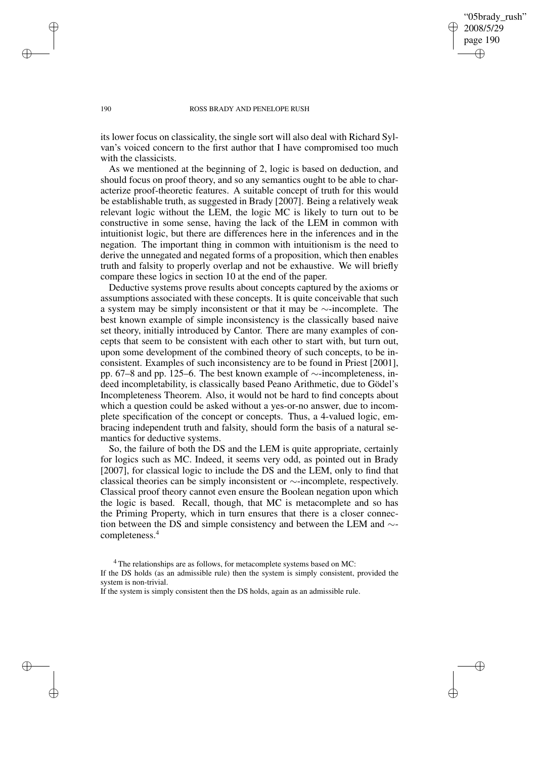its lower focus on classicality, the single sort will also deal with Richard Sylvan's voiced concern to the first author that I have compromised too much with the classicists.

As we mentioned at the beginning of 2, logic is based on deduction, and should focus on proof theory, and so any semantics ought to be able to characterize proof-theoretic features. A suitable concept of truth for this would be establishable truth, as suggested in Brady [2007]. Being a relatively weak relevant logic without the LEM, the logic MC is likely to turn out to be constructive in some sense, having the lack of the LEM in common with intuitionist logic, but there are differences here in the inferences and in the negation. The important thing in common with intuitionism is the need to derive the unnegated and negated forms of a proposition, which then enables truth and falsity to properly overlap and not be exhaustive. We will briefly compare these logics in section 10 at the end of the paper.

Deductive systems prove results about concepts captured by the axioms or assumptions associated with these concepts. It is quite conceivable that such a system may be simply inconsistent or that it may be $\sim$-incomplete. The best known example of simple inconsistency is the classically based naive set theory, initially introduced by Cantor. There are many examples of concepts that seem to be consistent with each other to start with, but turn out, upon some development of the combined theory of such concepts, to be inconsistent. Examples of such inconsistency are to be found in Priest [2001], pp. 67–8 and pp. 125–6. The best known example of $\sim$-incompleteness, indeed incompletability, is classically based Peano Arithmetic, due to Gödel's Incompleteness Theorem. Also, it would not be hard to find concepts about which a question could be asked without a yes-or-no answer, due to incomplete specification of the concept or concepts. Thus, a 4-valued logic, embracing independent truth and falsity, should form the basis of a natural semantics for deductive systems.

So, the failure of both the DS and the LEM is quite appropriate, certainly for logics such as MC. Indeed, it seems very odd, as pointed out in Brady [2007], for classical logic to include the DS and the LEM, only to find that classical theories can be simply inconsistent or $\sim$-incomplete, respectively. Classical proof theory cannot even ensure the Boolean negation upon which the logic is based. Recall, though, that MC is metacomplete and so has the Priming Property, which in turn ensures that there is a closer connection between the DS and simple consistency and between the LEM and $\sim$-completeness.[4]

[4] The relationships are as follows, for metacomplete systems based on MC:
If the DS holds (as an admissible rule) then the system is simply consistent, provided the system is non-trivial.
If the system is simply consistent then the DS holds, again as an admissible rule.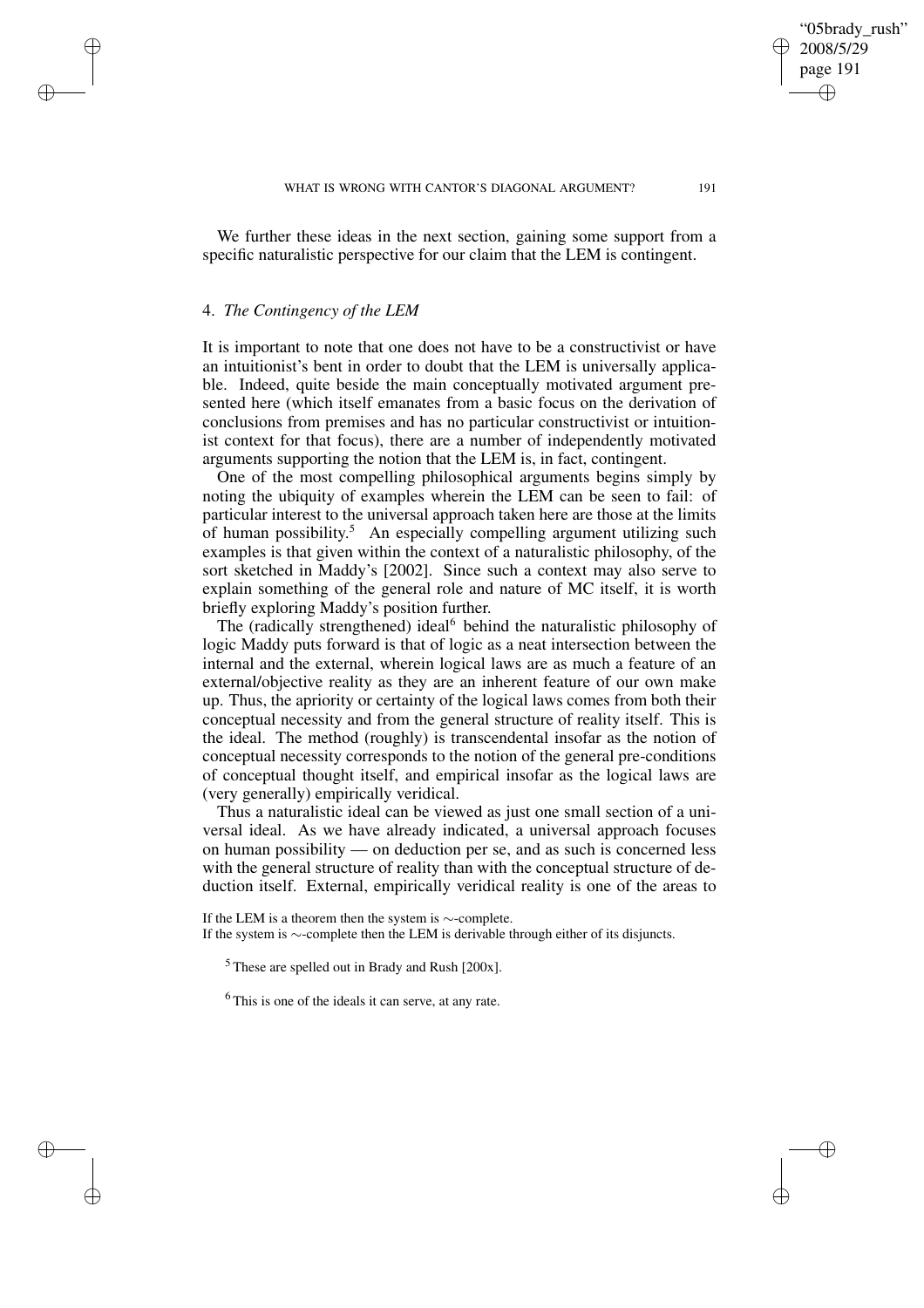We further these ideas in the next section, gaining some support from a specific naturalistic perspective for our claim that the LEM is contingent.

## 4. *The Contingency of the LEM*

It is important to note that one does not have to be a constructivist or have an intuitionist's bent in order to doubt that the LEM is universally applicable. Indeed, quite beside the main conceptually motivated argument presented here (which itself emanates from a basic focus on the derivation of conclusions from premises and has no particular constructivist or intuitionist context for that focus), there are a number of independently motivated arguments supporting the notion that the LEM is, in fact, contingent.

One of the most compelling philosophical arguments begins simply by noting the ubiquity of examples wherein the LEM can be seen to fail: of particular interest to the universal approach taken here are those at the limits of human possibility.[5] An especially compelling argument utilizing such examples is that given within the context of a naturalistic philosophy, of the sort sketched in Maddy's [2002]. Since such a context may also serve to explain something of the general role and nature of MC itself, it is worth briefly exploring Maddy's position further.

The (radically strengthened) ideal[6] behind the naturalistic philosophy of logic Maddy puts forward is that of logic as a neat intersection between the internal and the external, wherein logical laws are as much a feature of an external/objective reality as they are an inherent feature of our own make up. Thus, the apriority or certainty of the logical laws comes from both their conceptual necessity and from the general structure of reality itself. This is the ideal. The method (roughly) is transcendental insofar as the notion of conceptual necessity corresponds to the notion of the general pre-conditions of conceptual thought itself, and empirical insofar as the logical laws are (very generally) empirically veridical.

Thus a naturalistic ideal can be viewed as just one small section of a universal ideal. As we have already indicated, a universal approach focuses on human possibility — on deduction per se, and as such is concerned less with the general structure of reality than with the conceptual structure of deduction itself. External, empirically veridical reality is one of the areas to

If the LEM is a theorem then the system is $\sim$-complete.
If the system is $\sim$-complete then the LEM is derivable through either of its disjuncts.

[5] These are spelled out in Brady and Rush [200x].

[6] This is one of the ideals it can serve, at any rate.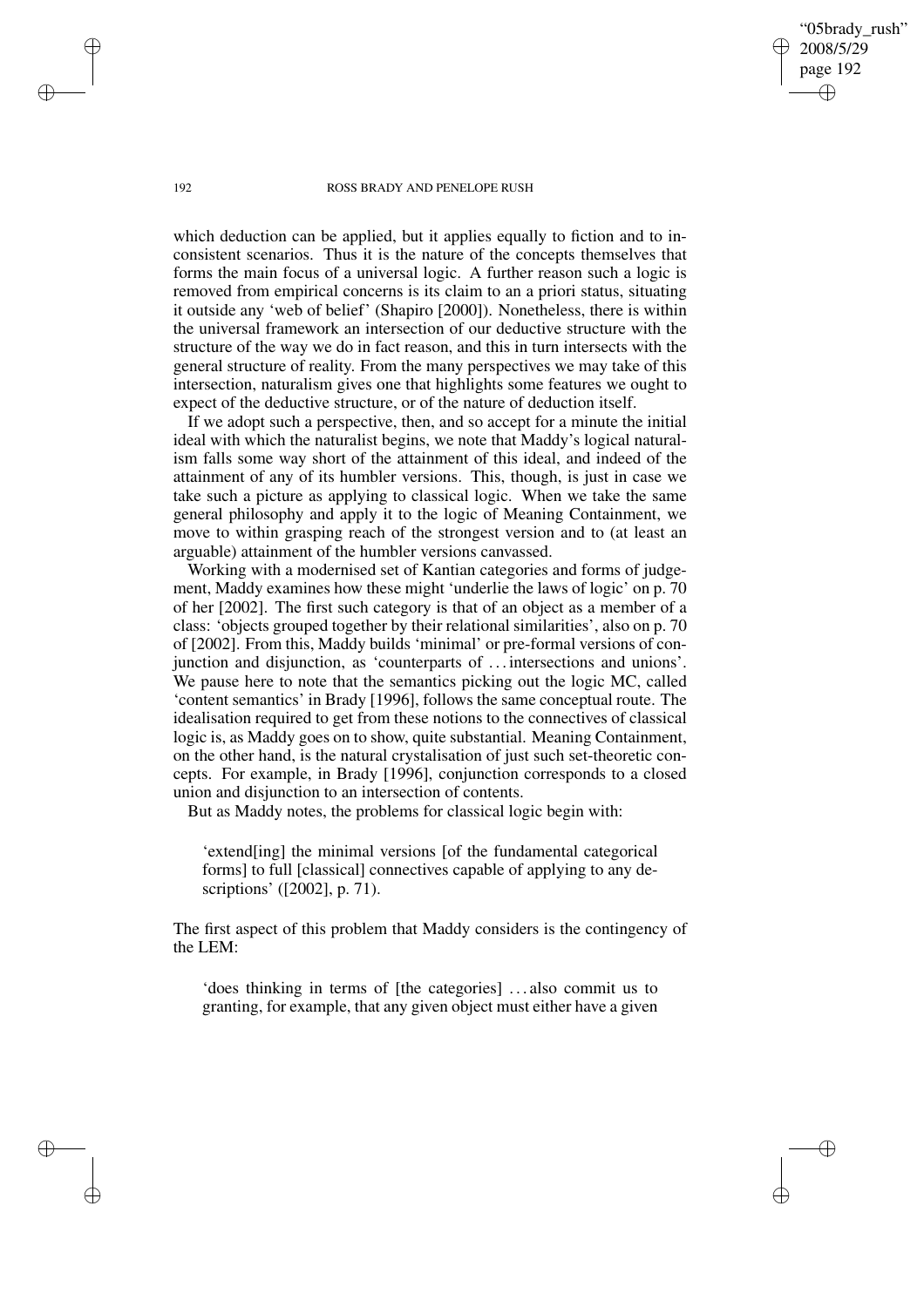which deduction can be applied, but it applies equally to fiction and to inconsistent scenarios. Thus it is the nature of the concepts themselves that forms the main focus of a universal logic. A further reason such a logic is removed from empirical concerns is its claim to an a priori status, situating it outside any 'web of belief' (Shapiro [2000]). Nonetheless, there is within the universal framework an intersection of our deductive structure with the structure of the way we do in fact reason, and this in turn intersects with the general structure of reality. From the many perspectives we may take of this intersection, naturalism gives one that highlights some features we ought to expect of the deductive structure, or of the nature of deduction itself.

If we adopt such a perspective, then, and so accept for a minute the initial ideal with which the naturalist begins, we note that Maddy's logical naturalism falls some way short of the attainment of this ideal, and indeed of the attainment of any of its humbler versions. This, though, is just in case we take such a picture as applying to classical logic. When we take the same general philosophy and apply it to the logic of Meaning Containment, we move to within grasping reach of the strongest version and to (at least an arguable) attainment of the humbler versions canvassed.

Working with a modernised set of Kantian categories and forms of judgement, Maddy examines how these might 'underlie the laws of logic' on p. 70 of her [2002]. The first such category is that of an object as a member of a class: 'objects grouped together by their relational similarities', also on p. 70 of [2002]. From this, Maddy builds 'minimal' or pre-formal versions of conjunction and disjunction, as 'counterparts of ... intersections and unions'. We pause here to note that the semantics picking out the logic MC, called 'content semantics' in Brady [1996], follows the same conceptual route. The idealisation required to get from these notions to the connectives of classical logic is, as Maddy goes on to show, quite substantial. Meaning Containment, on the other hand, is the natural crystalisation of just such set-theoretic concepts. For example, in Brady [1996], conjunction corresponds to a closed union and disjunction to an intersection of contents.

But as Maddy notes, the problems for classical logic begin with:

> 'extend[ing] the minimal versions [of the fundamental categorical forms] to full [classical] connectives capable of applying to any descriptions' ([2002], p. 71).

The first aspect of this problem that Maddy considers is the contingency of the LEM:

> 'does thinking in terms of [the categories] ... also commit us to granting, for example, that any given object must either have a given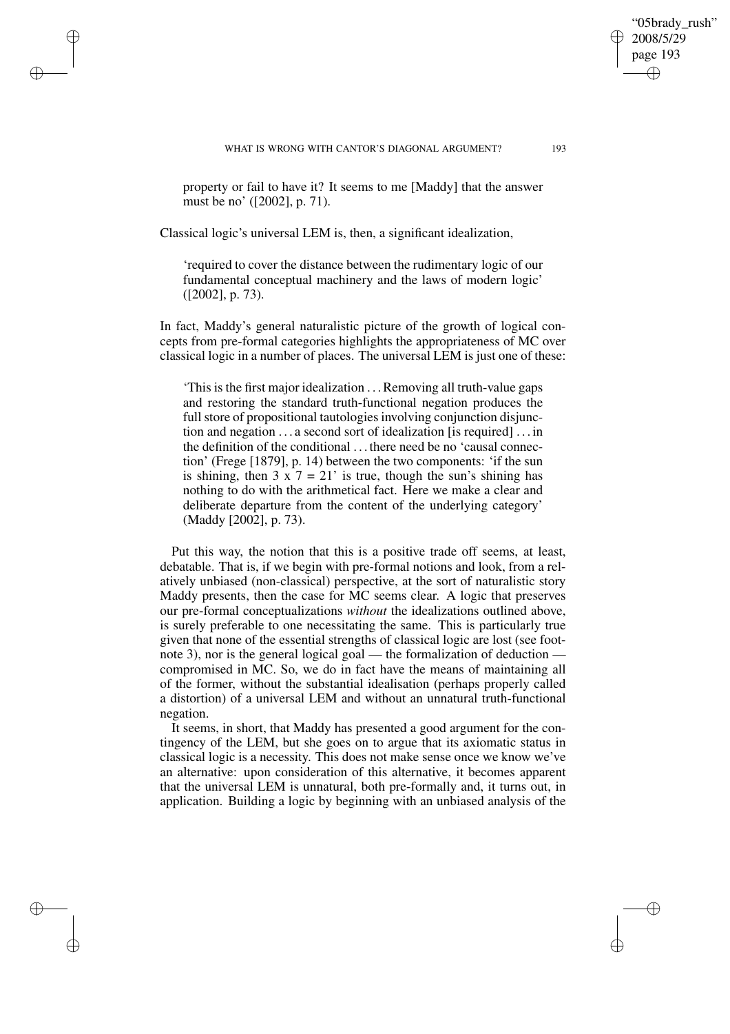property or fail to have it? It seems to me [Maddy] that the answer must be no' ([2002], p. 71).

Classical logic's universal LEM is, then, a significant idealization,

> 'required to cover the distance between the rudimentary logic of our fundamental conceptual machinery and the laws of modern logic' ([2002], p. 73).

In fact, Maddy's general naturalistic picture of the growth of logical concepts from pre-formal categories highlights the appropriateness of MC over classical logic in a number of places. The universal LEM is just one of these:

> 'This is the first major idealization . . . Removing all truth-value gaps and restoring the standard truth-functional negation produces the full store of propositional tautologies involving conjunction disjunction and negation . . . a second sort of idealization [is required] . . . in the definition of the conditional . . . there need be no 'causal connection' (Frege [1879], p. 14) between the two components: 'if the sun is shining, then 3 x 7 = 21' is true, though the sun's shining has nothing to do with the arithmetical fact. Here we make a clear and deliberate departure from the content of the underlying category' (Maddy [2002], p. 73).

Put this way, the notion that this is a positive trade off seems, at least, debatable. That is, if we begin with pre-formal notions and look, from a relatively unbiased (non-classical) perspective, at the sort of naturalistic story Maddy presents, then the case for MC seems clear. A logic that preserves our pre-formal conceptualizations *without* the idealizations outlined above, is surely preferable to one necessitating the same. This is particularly true given that none of the essential strengths of classical logic are lost (see footnote 3), nor is the general logical goal — the formalization of deduction — compromised in MC. So, we do in fact have the means of maintaining all of the former, without the substantial idealisation (perhaps properly called a distortion) of a universal LEM and without an unnatural truth-functional negation.

It seems, in short, that Maddy has presented a good argument for the contingency of the LEM, but she goes on to argue that its axiomatic status in classical logic is a necessity. This does not make sense once we know we've an alternative: upon consideration of this alternative, it becomes apparent that the universal LEM is unnatural, both pre-formally and, it turns out, in application. Building a logic by beginning with an unbiased analysis of the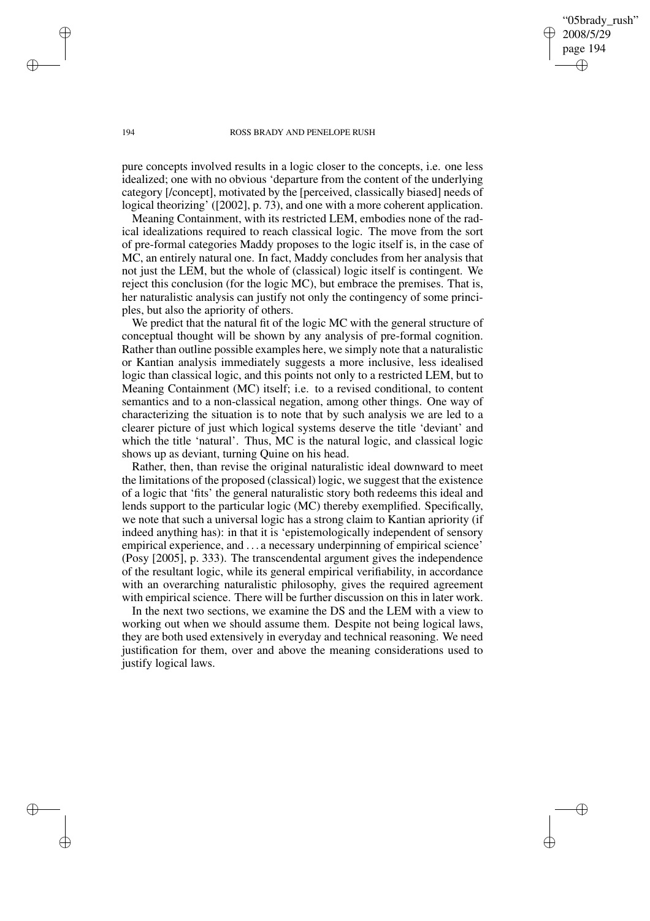pure concepts involved results in a logic closer to the concepts, i.e. one less idealized; one with no obvious 'departure from the content of the underlying category [/concept], motivated by the [perceived, classically biased] needs of logical theorizing' ([2002], p. 73), and one with a more coherent application.

Meaning Containment, with its restricted LEM, embodies none of the radical idealizations required to reach classical logic. The move from the sort of pre-formal categories Maddy proposes to the logic itself is, in the case of MC, an entirely natural one. In fact, Maddy concludes from her analysis that not just the LEM, but the whole of (classical) logic itself is contingent. We reject this conclusion (for the logic MC), but embrace the premises. That is, her naturalistic analysis can justify not only the contingency of some principles, but also the apriority of others.

We predict that the natural fit of the logic MC with the general structure of conceptual thought will be shown by any analysis of pre-formal cognition. Rather than outline possible examples here, we simply note that a naturalistic or Kantian analysis immediately suggests a more inclusive, less idealised logic than classical logic, and this points not only to a restricted LEM, but to Meaning Containment (MC) itself; i.e. to a revised conditional, to content semantics and to a non-classical negation, among other things. One way of characterizing the situation is to note that by such analysis we are led to a clearer picture of just which logical systems deserve the title 'deviant' and which the title 'natural'. Thus, MC is the natural logic, and classical logic shows up as deviant, turning Quine on his head.

Rather, then, than revise the original naturalistic ideal downward to meet the limitations of the proposed (classical) logic, we suggest that the existence of a logic that 'fits' the general naturalistic story both redeems this ideal and lends support to the particular logic (MC) thereby exemplified. Specifically, we note that such a universal logic has a strong claim to Kantian apriority (if indeed anything has): in that it is 'epistemologically independent of sensory empirical experience, and ... a necessary underpinning of empirical science' (Posy [2005], p. 333). The transcendental argument gives the independence of the resultant logic, while its general empirical verifiability, in accordance with an overarching naturalistic philosophy, gives the required agreement with empirical science. There will be further discussion on this in later work.

In the next two sections, we examine the DS and the LEM with a view to working out when we should assume them. Despite not being logical laws, they are both used extensively in everyday and technical reasoning. We need justification for them, over and above the meaning considerations used to justify logical laws.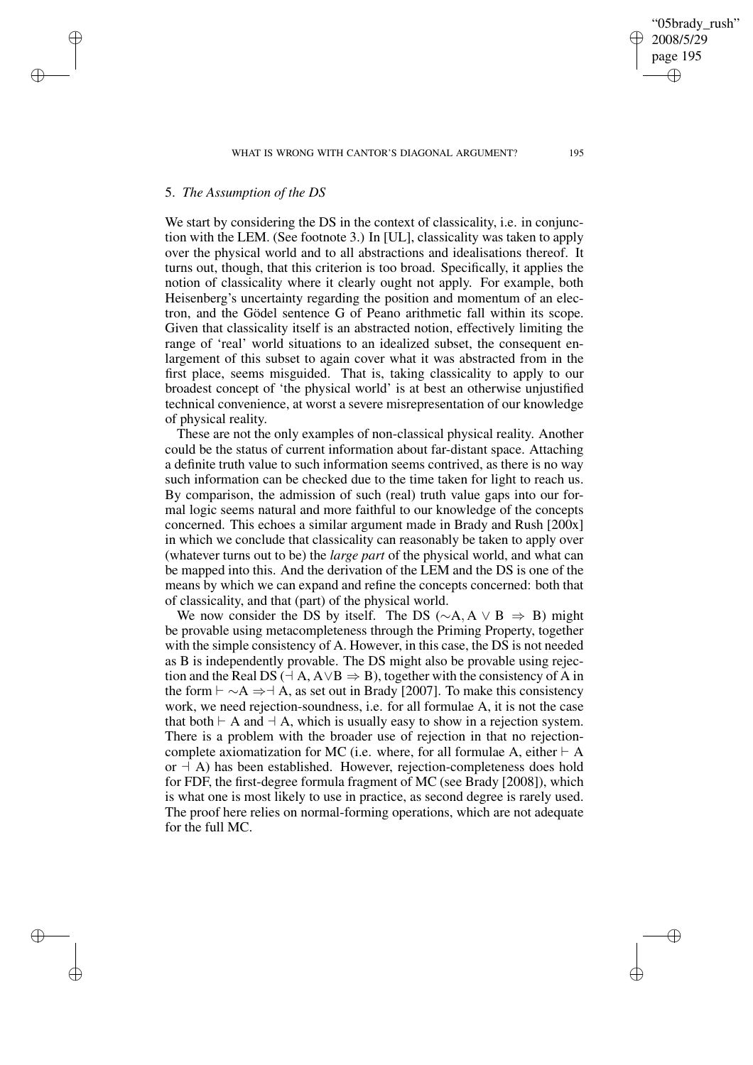## 5. *The Assumption of the DS*

We start by considering the DS in the context of classicality, i.e. in conjunction with the LEM. (See footnote 3.) In [UL], classicality was taken to apply over the physical world and to all abstractions and idealisations thereof. It turns out, though, that this criterion is too broad. Specifically, it applies the notion of classicality where it clearly ought not apply. For example, both Heisenberg's uncertainty regarding the position and momentum of an electron, and the Gödel sentence G of Peano arithmetic fall within its scope. Given that classicality itself is an abstracted notion, effectively limiting the range of 'real' world situations to an idealized subset, the consequent enlargement of this subset to again cover what it was abstracted from in the first place, seems misguided. That is, taking classicality to apply to our broadest concept of 'the physical world' is at best an otherwise unjustified technical convenience, at worst a severe misrepresentation of our knowledge of physical reality.

These are not the only examples of non-classical physical reality. Another could be the status of current information about far-distant space. Attaching a definite truth value to such information seems contrived, as there is no way such information can be checked due to the time taken for light to reach us. By comparison, the admission of such (real) truth value gaps into our formal logic seems natural and more faithful to our knowledge of the concepts concerned. This echoes a similar argument made in Brady and Rush [200x] in which we conclude that classicality can reasonably be taken to apply over (whatever turns out to be) the *large part* of the physical world, and what can be mapped into this. And the derivation of the LEM and the DS is one of the means by which we can expand and refine the concepts concerned: both that of classicality, and that (part) of the physical world.

We now consider the DS by itself. The DS ($\sim$A, A $\vee$ B $\Rightarrow$ B) might be provable using metacompleteness through the Priming Property, together with the simple consistency of A. However, in this case, the DS is not needed as B is independently provable. The DS might also be provable using rejection and the Real DS ($\dashv$ A, A$\vee$B $\Rightarrow$ B), together with the consistency of A in the form $\vdash \sim$A $\Rightarrow \dashv$ A, as set out in Brady [2007]. To make this consistency work, we need rejection-soundness, i.e. for all formulae A, it is not the case that both $\vdash$ A and $\dashv$ A, which is usually easy to show in a rejection system. There is a problem with the broader use of rejection in that no rejection-complete axiomatization for MC (i.e. where, for all formulae A, either $\vdash$ A or $\dashv$ A) has been established. However, rejection-completeness does hold for FDF, the first-degree formula fragment of MC (see Brady [2008]), which is what one is most likely to use in practice, as second degree is rarely used. The proof here relies on normal-forming operations, which are not adequate for the full MC.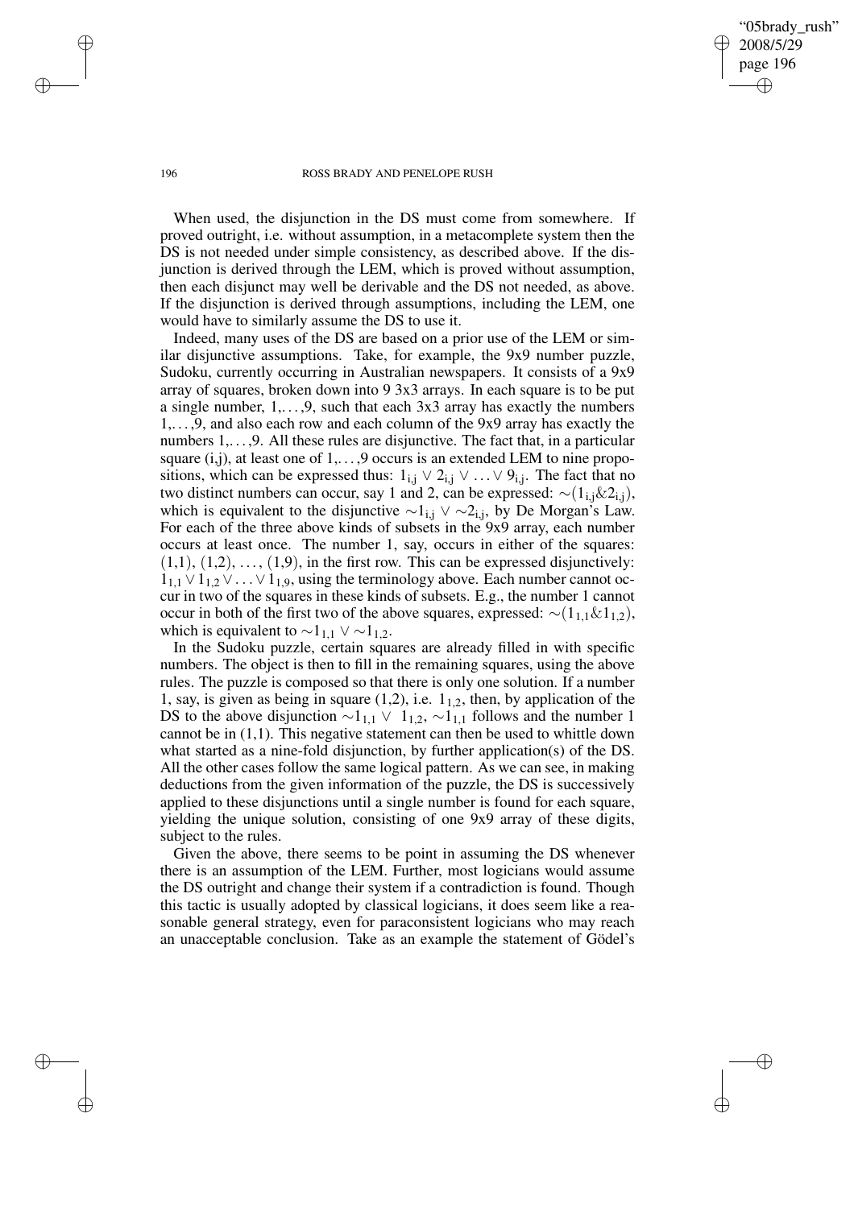When used, the disjunction in the DS must come from somewhere. If proved outright, i.e. without assumption, in a metacomplete system then the DS is not needed under simple consistency, as described above. If the disjunction is derived through the LEM, which is proved without assumption, then each disjunct may well be derivable and the DS not needed, as above. If the disjunction is derived through assumptions, including the LEM, one would have to similarly assume the DS to use it.

Indeed, many uses of the DS are based on a prior use of the LEM or similar disjunctive assumptions. Take, for example, the 9x9 number puzzle, Sudoku, currently occurring in Australian newspapers. It consists of a 9x9 array of squares, broken down into 9 3x3 arrays. In each square is to be put a single number, 1,. . . ,9, such that each 3x3 array has exactly the numbers 1,. . . ,9, and also each row and each column of the 9x9 array has exactly the numbers 1,. . . ,9. All these rules are disjunctive. The fact that, in a particular square (i,j), at least one of 1,. . . ,9 occurs is an extended LEM to nine propositions, which can be expressed thus: $1_{i,j} \vee 2_{i,j} \vee \ldots \vee 9_{i,j}$. The fact that no two distinct numbers can occur, say 1 and 2, can be expressed: $\sim(1_{i,j} \& 2_{i,j})$, which is equivalent to the disjunctive $\sim 1_{i,j} \vee \sim 2_{i,j}$, by De Morgan's Law. For each of the three above kinds of subsets in the 9x9 array, each number occurs at least once. The number 1, say, occurs in either of the squares: (1,1), (1,2), . . . , (1,9), in the first row. This can be expressed disjunctively: $1_{1,1} \vee 1_{1,2} \vee \ldots \vee 1_{1,9}$, using the terminology above. Each number cannot occur in two of the squares in these kinds of subsets. E.g., the number 1 cannot occur in both of the first two of the above squares, expressed: $\sim(1_{1,1} \& 1_{1,2})$, which is equivalent to $\sim 1_{1,1} \vee \sim 1_{1,2}$.

In the Sudoku puzzle, certain squares are already filled in with specific numbers. The object is then to fill in the remaining squares, using the above rules. The puzzle is composed so that there is only one solution. If a number 1, say, is given as being in square (1,2), i.e. $1_{1,2}$, then, by application of the DS to the above disjunction $\sim 1_{1,1} \vee \ 1_{1,2}$, $\sim 1_{1,1}$ follows and the number 1 cannot be in (1,1). This negative statement can then be used to whittle down what started as a nine-fold disjunction, by further application(s) of the DS. All the other cases follow the same logical pattern. As we can see, in making deductions from the given information of the puzzle, the DS is successively applied to these disjunctions until a single number is found for each square, yielding the unique solution, consisting of one 9x9 array of these digits, subject to the rules.

Given the above, there seems to be point in assuming the DS whenever there is an assumption of the LEM. Further, most logicians would assume the DS outright and change their system if a contradiction is found. Though this tactic is usually adopted by classical logicians, it does seem like a reasonable general strategy, even for paraconsistent logicians who may reach an unacceptable conclusion. Take as an example the statement of Gödel's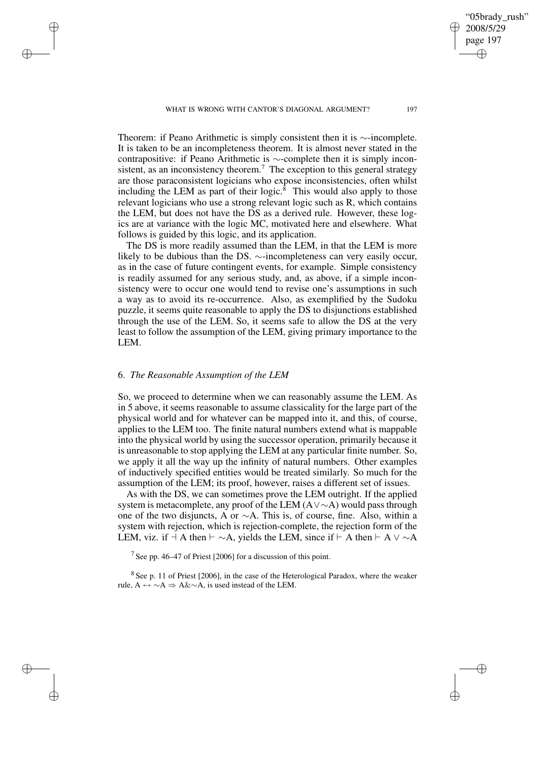Theorem: if Peano Arithmetic is simply consistent then it is $\sim$-incomplete. It is taken to be an incompleteness theorem. It is almost never stated in the contrapositive: if Peano Arithmetic is $\sim$-complete then it is simply inconsistent, as an inconsistency theorem.[7] The exception to this general strategy are those paraconsistent logicians who expose inconsistencies, often whilst including the LEM as part of their logic.[8] This would also apply to those relevant logicians who use a strong relevant logic such as R, which contains the LEM, but does not have the DS as a derived rule. However, these logics are at variance with the logic MC, motivated here and elsewhere. What follows is guided by this logic, and its application.

The DS is more readily assumed than the LEM, in that the LEM is more likely to be dubious than the DS. $\sim$-incompleteness can very easily occur, as in the case of future contingent events, for example. Simple consistency is readily assumed for any serious study, and, as above, if a simple inconsistency were to occur one would tend to revise one's assumptions in such a way as to avoid its re-occurrence. Also, as exemplified by the Sudoku puzzle, it seems quite reasonable to apply the DS to disjunctions established through the use of the LEM. So, it seems safe to allow the DS at the very least to follow the assumption of the LEM, giving primary importance to the LEM.

## 6. *The Reasonable Assumption of the LEM*

So, we proceed to determine when we can reasonably assume the LEM. As in 5 above, it seems reasonable to assume classicality for the large part of the physical world and for whatever can be mapped into it, and this, of course, applies to the LEM too. The finite natural numbers extend what is mappable into the physical world by using the successor operation, primarily because it is unreasonable to stop applying the LEM at any particular finite number. So, we apply it all the way up the infinity of natural numbers. Other examples of inductively specified entities would be treated similarly. So much for the assumption of the LEM; its proof, however, raises a different set of issues.

As with the DS, we can sometimes prove the LEM outright. If the applied system is metacomplete, any proof of the LEM ($A \vee \sim A$) would pass through one of the two disjuncts, A or $\sim$A. This is, of course, fine. Also, within a system with rejection, which is rejection-complete, the rejection form of the LEM, viz. if $\dashv$ A then $\vdash \sim A$, yields the LEM, since if $\vdash$ A then $\vdash A \vee \sim A$

[7] See pp. 46–47 of Priest [2006] for a discussion of this point.

[8] See p. 11 of Priest [2006], in the case of the Heterological Paradox, where the weaker rule, $A \leftrightarrow \sim A \Rightarrow A \& \sim A$, is used instead of the LEM.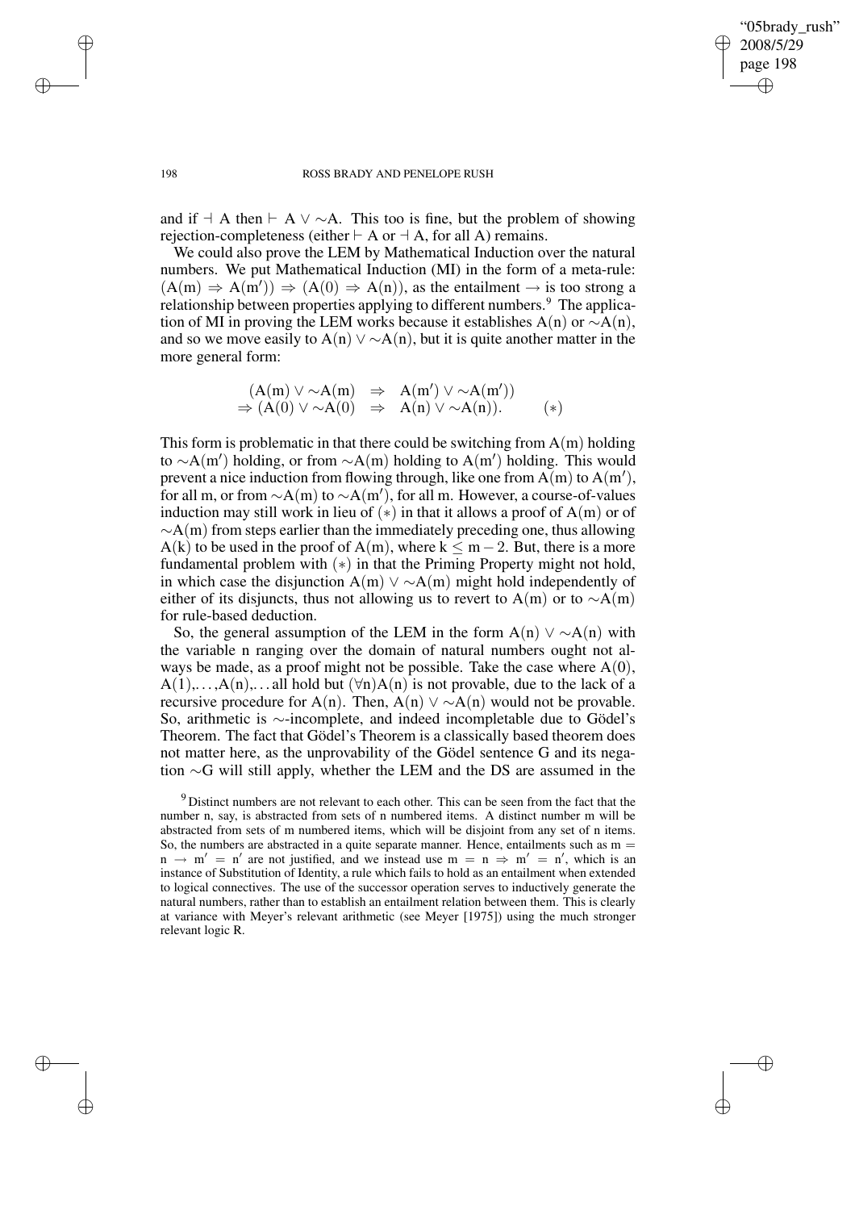and if $\dashv$ A then $\vdash$ A $\vee \sim$A. This too is fine, but the problem of showing rejection-completeness (either $\vdash$ A or $\dashv$ A, for all A) remains.

We could also prove the LEM by Mathematical Induction over the natural numbers. We put Mathematical Induction (MI) in the form of a meta-rule: $(A(m) \Rightarrow A(m')) \Rightarrow (A(0) \Rightarrow A(n))$, as the entailment $\rightarrow$ is too strong a relationship between properties applying to different numbers.[9] The application of MI in proving the LEM works because it establishes A(n) or $\sim$A(n), and so we move easily to $A(n) \vee \sim A(n)$, but it is quite another matter in the more general form:

$$\begin{array}{rcl} (A(m) \vee \sim A(m) & \Rightarrow & A(m') \vee \sim A(m')) \\ \Rightarrow (A(0) \vee \sim A(0) & \Rightarrow & A(n) \vee \sim A(n)). \qquad (*) \end{array}$$

This form is problematic in that there could be switching from A(m) holding to $\sim$A(m′) holding, or from $\sim$A(m) holding to A(m′) holding. This would prevent a nice induction from flowing through, like one from A(m) to A(m′), for all m, or from $\sim$A(m) to $\sim$A(m′), for all m. However, a course-of-values induction may still work in lieu of $(*)$ in that it allows a proof of A(m) or of $\sim$A(m) from steps earlier than the immediately preceding one, thus allowing A(k) to be used in the proof of A(m), where $k \leq m - 2$. But, there is a more fundamental problem with $(*)$ in that the Priming Property might not hold, in which case the disjunction $A(m) \vee \sim A(m)$ might hold independently of either of its disjuncts, thus not allowing us to revert to A(m) or to $\sim$A(m) for rule-based deduction.

So, the general assumption of the LEM in the form $A(n) \vee \sim A(n)$ with the variable n ranging over the domain of natural numbers ought not always be made, as a proof might not be possible. Take the case where A(0), A(1),…,A(n),… all hold but $(\forall n)A(n)$ is not provable, due to the lack of a recursive procedure for A(n). Then, $A(n) \vee \sim A(n)$ would not be provable. So, arithmetic is $\sim$-incomplete, and indeed incompletable due to Gödel's Theorem. The fact that Gödel's Theorem is a classically based theorem does not matter here, as the unprovability of the Gödel sentence G and its negation $\sim$G will still apply, whether the LEM and the DS are assumed in the

[9] Distinct numbers are not relevant to each other. This can be seen from the fact that the number n, say, is abstracted from sets of n numbered items. A distinct number m will be abstracted from sets of m numbered items, which will be disjoint from any set of n items. So, the numbers are abstracted in a quite separate manner. Hence, entailments such as $m = n \rightarrow m' = n'$ are not justified, and we instead use $m = n \Rightarrow m' = n'$, which is an instance of Substitution of Identity, a rule which fails to hold as an entailment when extended to logical connectives. The use of the successor operation serves to inductively generate the natural numbers, rather than to establish an entailment relation between them. This is clearly at variance with Meyer's relevant arithmetic (see Meyer [1975]) using the much stronger relevant logic R.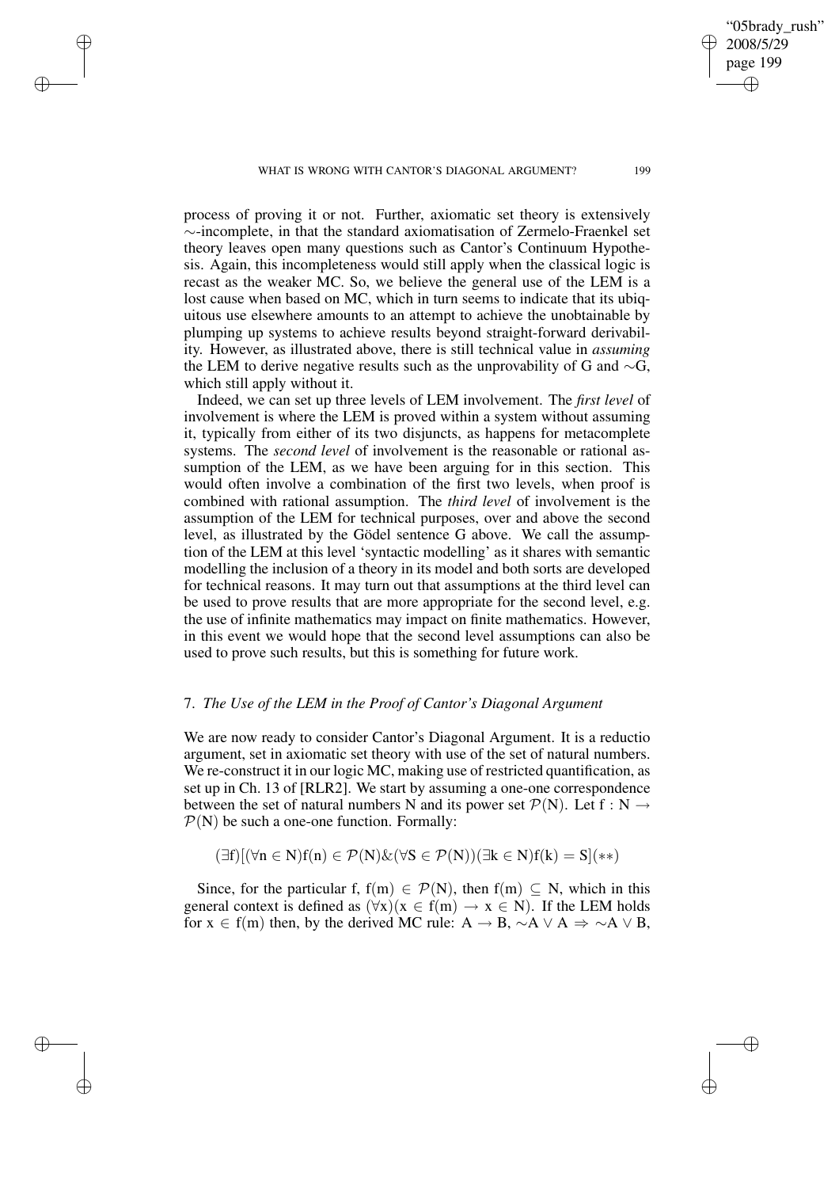process of proving it or not. Further, axiomatic set theory is extensively $\sim$-incomplete, in that the standard axiomatisation of Zermelo-Fraenkel set theory leaves open many questions such as Cantor's Continuum Hypothesis. Again, this incompleteness would still apply when the classical logic is recast as the weaker MC. So, we believe the general use of the LEM is a lost cause when based on MC, which in turn seems to indicate that its ubiquitous use elsewhere amounts to an attempt to achieve the unobtainable by plumping up systems to achieve results beyond straight-forward derivability. However, as illustrated above, there is still technical value in *assuming* the LEM to derive negative results such as the unprovability of G and $\sim$G, which still apply without it.

Indeed, we can set up three levels of LEM involvement. The *first level* of involvement is where the LEM is proved within a system without assuming it, typically from either of its two disjuncts, as happens for metacomplete systems. The *second level* of involvement is the reasonable or rational assumption of the LEM, as we have been arguing for in this section. This would often involve a combination of the first two levels, when proof is combined with rational assumption. The *third level* of involvement is the assumption of the LEM for technical purposes, over and above the second level, as illustrated by the Gödel sentence G above. We call the assumption of the LEM at this level 'syntactic modelling' as it shares with semantic modelling the inclusion of a theory in its model and both sorts are developed for technical reasons. It may turn out that assumptions at the third level can be used to prove results that are more appropriate for the second level, e.g. the use of infinite mathematics may impact on finite mathematics. However, in this event we would hope that the second level assumptions can also be used to prove such results, but this is something for future work.

## 7. *The Use of the LEM in the Proof of Cantor's Diagonal Argument*

We are now ready to consider Cantor's Diagonal Argument. It is a reductio argument, set in axiomatic set theory with use of the set of natural numbers. We re-construct it in our logic MC, making use of restricted quantification, as set up in Ch. 13 of [RLR2]. We start by assuming a one-one correspondence between the set of natural numbers N and its power set $\mathcal{P}(\mathrm{N})$. Let $\mathrm{f} : \mathrm{N} \rightarrow \mathcal{P}(\mathrm{N})$ be such a one-one function. Formally:

$$(\exists \mathrm{f})[(\forall \mathrm{n} \in \mathrm{N})\mathrm{f}(\mathrm{n}) \in \mathcal{P}(\mathrm{N})\&(\forall \mathrm{S} \in \mathcal{P}(\mathrm{N}))(\exists \mathrm{k} \in \mathrm{N})\mathrm{f}(\mathrm{k}) = \mathrm{S}](**)$$

Since, for the particular f, $\mathrm{f}(\mathrm{m}) \in \mathcal{P}(\mathrm{N})$, then $\mathrm{f}(\mathrm{m}) \subseteq \mathrm{N}$, which in this general context is defined as $(\forall \mathrm{x})(\mathrm{x} \in \mathrm{f}(\mathrm{m}) \rightarrow \mathrm{x} \in \mathrm{N})$. If the LEM holds for $\mathrm{x} \in \mathrm{f}(\mathrm{m})$ then, by the derived MC rule: $\mathrm{A} \rightarrow \mathrm{B}, \sim\mathrm{A} \vee \mathrm{A} \Rightarrow \sim\mathrm{A} \vee \mathrm{B}$,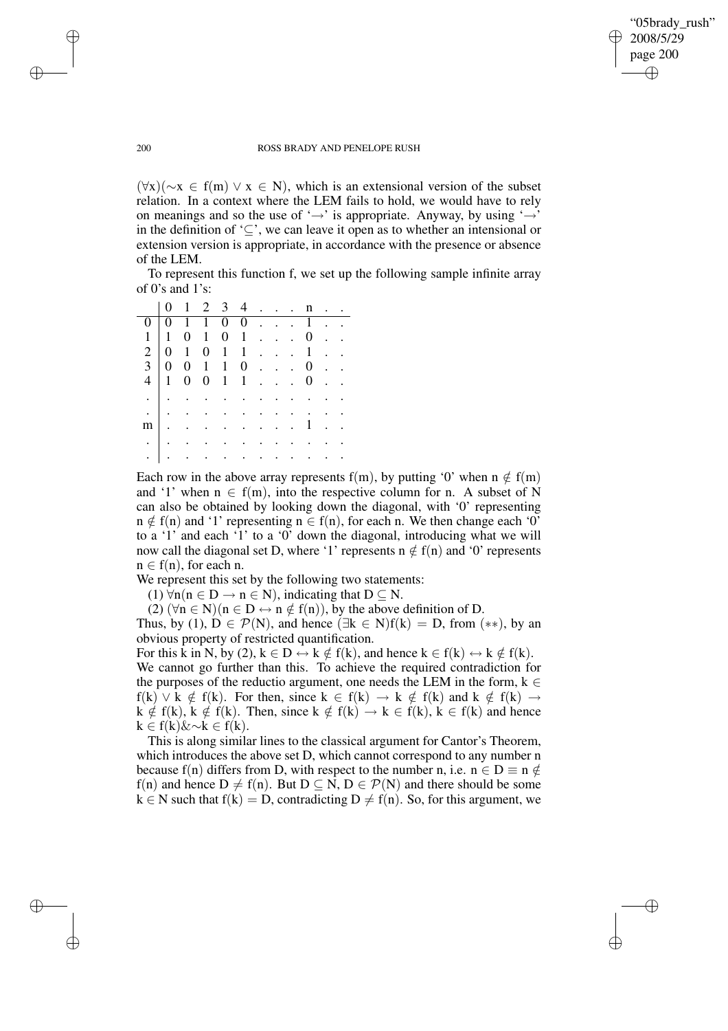$(\forall x)(\sim x \in f(m) \vee x \in N)$, which is an extensional version of the subset relation. In a context where the LEM fails to hold, we would have to rely on meanings and so the use of '$\rightarrow$' is appropriate. Anyway, by using '$\rightarrow$' in the definition of '$\subseteq$', we can leave it open as to whether an intensional or extension version is appropriate, in accordance with the presence or absence of the LEM.

To represent this function f, we set up the following sample infinite array of 0's and 1's:

| | 0 | 1 | 2 | 3 | 4 | . | . | . | n | . | . |
|---|---|---|---|---|---|---|---|---|---|---|---|
| 0 | 0 | 1 | 1 | 0 | 0 | . | . | . | 1 | . | . |
| 1 | 1 | 0 | 1 | 0 | 1 | . | . | . | 0 | . | . |
| 2 | 0 | 1 | 0 | 1 | 1 | . | . | . | 1 | . | . |
| 3 | 0 | 0 | 1 | 1 | 0 | . | . | . | 0 | . | . |
| 4 | 1 | 0 | 0 | 1 | 1 | . | . | . | 0 | . | . |
| . | . | . | . | . | . | . | . | . | . | . | . |
| . | . | . | . | . | . | . | . | . | . | . | . |
| m | . | . | . | . | . | . | . | . | 1 | . | . |
| . | . | . | . | . | . | . | . | . | . | . | . |
| . | . | . | . | . | . | . | . | . | . | . | . |

Each row in the above array represents f(m), by putting '0' when $n \notin f(m)$ and '1' when $n \in f(m)$, into the respective column for n. A subset of N can also be obtained by looking down the diagonal, with '0' representing $n \notin f(n)$ and '1' representing $n \in f(n)$, for each n. We then change each '0' to a '1' and each '1' to a '0' down the diagonal, introducing what we will now call the diagonal set D, where '1' represents $n \notin f(n)$ and '0' represents $n \in f(n)$, for each n.

We represent this set by the following two statements:

(1) $\forall n(n \in D \rightarrow n \in N)$, indicating that $D \subseteq N$.

(2) $(\forall n \in N)(n \in D \leftrightarrow n \notin f(n))$, by the above definition of D.

Thus, by (1), $D \in \mathcal{P}(N)$, and hence $(\exists k \in N)f(k) = D$, from $(**)$, by an obvious property of restricted quantification.

For this k in N, by (2), $k \in D \leftrightarrow k \notin f(k)$, and hence $k \in f(k) \leftrightarrow k \notin f(k)$. We cannot go further than this. To achieve the required contradiction for the purposes of the reductio argument, one needs the LEM in the form, $k \in f(k) \vee k \notin f(k)$. For then, since $k \in f(k) \rightarrow k \notin f(k)$ and $k \notin f(k) \rightarrow k \notin f(k)$, $k \notin f(k)$. Then, since $k \notin f(k) \rightarrow k \in f(k)$, $k \in f(k)$ and hence $k \in f(k) \& {\sim} k \in f(k)$.

This is along similar lines to the classical argument for Cantor's Theorem, which introduces the above set D, which cannot correspond to any number n because f(n) differs from D, with respect to the number n, i.e. $n \in D \equiv n \notin f(n)$ and hence $D \neq f(n)$. But $D \subseteq N$, $D \in \mathcal{P}(N)$ and there should be some $k \in N$ such that $f(k) = D$, contradicting $D \neq f(n)$. So, for this argument, we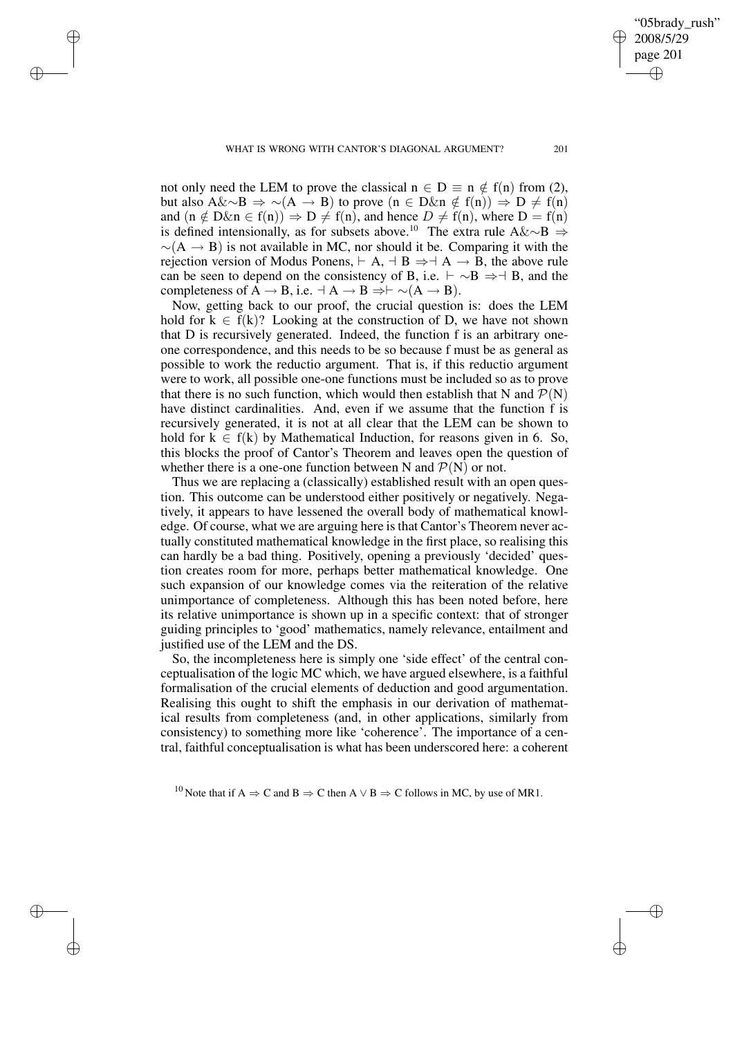not only need the LEM to prove the classical $n \in D \equiv n \notin f(n)$ from (2), but also $A\&{\sim}B \Rightarrow {\sim}(A \rightarrow B)$ to prove $(n \in D\&n \notin f(n)) \Rightarrow D \neq f(n)$ and $(n \notin D\&n \in f(n)) \Rightarrow D \neq f(n)$, and hence $D \neq f(n)$, where $D = f(n)$ is defined intensionally, as for subsets above.[10] The extra rule $A\&{\sim}B \Rightarrow {\sim}(A \rightarrow B)$ is not available in MC, nor should it be. Comparing it with the rejection version of Modus Ponens, $\vdash A, \dashv B \Rightarrow \dashv A \rightarrow B$, the above rule can be seen to depend on the consistency of B, i.e. $\vdash {\sim}B \Rightarrow \dashv B$, and the completeness of $A \rightarrow B$, i.e. $\dashv A \rightarrow B \Rightarrow \vdash {\sim}(A \rightarrow B)$.

Now, getting back to our proof, the crucial question is: does the LEM hold for $k \in f(k)$? Looking at the construction of D, we have not shown that D is recursively generated. Indeed, the function f is an arbitrary one-one correspondence, and this needs to be so because f must be as general as possible to work the reductio argument. That is, if this reductio argument were to work, all possible one-one functions must be included so as to prove that there is no such function, which would then establish that N and $\mathcal{P}(N)$ have distinct cardinalities. And, even if we assume that the function f is recursively generated, it is not at all clear that the LEM can be shown to hold for $k \in f(k)$ by Mathematical Induction, for reasons given in 6. So, this blocks the proof of Cantor's Theorem and leaves open the question of whether there is a one-one function between N and $\mathcal{P}(N)$ or not.

Thus we are replacing a (classically) established result with an open question. This outcome can be understood either positively or negatively. Negatively, it appears to have lessened the overall body of mathematical knowledge. Of course, what we are arguing here is that Cantor's Theorem never actually constituted mathematical knowledge in the first place, so realising this can hardly be a bad thing. Positively, opening a previously 'decided' question creates room for more, perhaps better mathematical knowledge. One such expansion of our knowledge comes via the reiteration of the relative unimportance of completeness. Although this has been noted before, here its relative unimportance is shown up in a specific context: that of stronger guiding principles to 'good' mathematics, namely relevance, entailment and justified use of the LEM and the DS.

So, the incompleteness here is simply one 'side effect' of the central conceptualisation of the logic MC which, we have argued elsewhere, is a faithful formalisation of the crucial elements of deduction and good argumentation. Realising this ought to shift the emphasis in our derivation of mathematical results from completeness (and, in other applications, similarly from consistency) to something more like 'coherence'. The importance of a central, faithful conceptualisation is what has been underscored here: a coherent

[10] Note that if $A \Rightarrow C$ and $B \Rightarrow C$ then $A \vee B \Rightarrow C$ follows in MC, by use of MR1.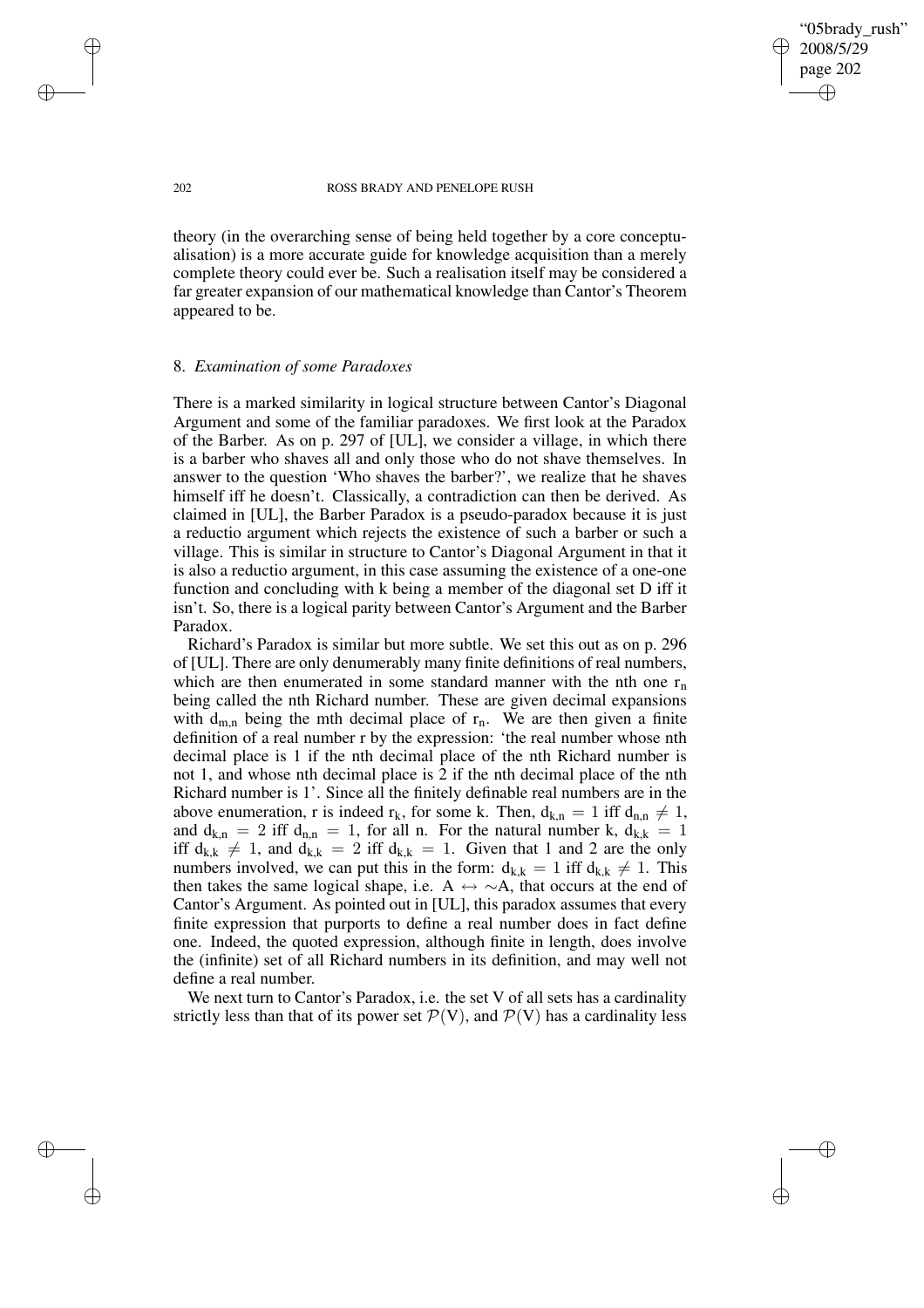theory (in the overarching sense of being held together by a core conceptualisation) is a more accurate guide for knowledge acquisition than a merely complete theory could ever be. Such a realisation itself may be considered a far greater expansion of our mathematical knowledge than Cantor's Theorem appeared to be.

## 8. *Examination of some Paradoxes*

There is a marked similarity in logical structure between Cantor's Diagonal Argument and some of the familiar paradoxes. We first look at the Paradox of the Barber. As on p. 297 of [UL], we consider a village, in which there is a barber who shaves all and only those who do not shave themselves. In answer to the question 'Who shaves the barber?', we realize that he shaves himself iff he doesn't. Classically, a contradiction can then be derived. As claimed in [UL], the Barber Paradox is a pseudo-paradox because it is just a reductio argument which rejects the existence of such a barber or such a village. This is similar in structure to Cantor's Diagonal Argument in that it is also a reductio argument, in this case assuming the existence of a one-one function and concluding with k being a member of the diagonal set D iff it isn't. So, there is a logical parity between Cantor's Argument and the Barber Paradox.

Richard's Paradox is similar but more subtle. We set this out as on p. 296 of [UL]. There are only denumerably many finite definitions of real numbers, which are then enumerated in some standard manner with the nth one $r_n$ being called the nth Richard number. These are given decimal expansions with $d_{m,n}$ being the mth decimal place of $r_n$. We are then given a finite definition of a real number r by the expression: 'the real number whose nth decimal place is 1 if the nth decimal place of the nth Richard number is not 1, and whose nth decimal place is 2 if the nth decimal place of the nth Richard number is 1'. Since all the finitely definable real numbers are in the above enumeration, r is indeed $r_k$, for some k. Then, $d_{k,n} = 1$ iff $d_{n,n} \neq 1$, and $d_{k,n} = 2$ iff $d_{n,n} = 1$, for all n. For the natural number k, $d_{k,k} = 1$ iff $d_{k,k} \neq 1$, and $d_{k,k} = 2$ iff $d_{k,k} = 1$. Given that 1 and 2 are the only numbers involved, we can put this in the form: $d_{k,k} = 1$ iff $d_{k,k} \neq 1$. This then takes the same logical shape, i.e. $A \leftrightarrow \sim A$, that occurs at the end of Cantor's Argument. As pointed out in [UL], this paradox assumes that every finite expression that purports to define a real number does in fact define one. Indeed, the quoted expression, although finite in length, does involve the (infinite) set of all Richard numbers in its definition, and may well not define a real number.

We next turn to Cantor's Paradox, i.e. the set V of all sets has a cardinality strictly less than that of its power set $\mathcal{P}(V)$, and $\mathcal{P}(V)$ has a cardinality less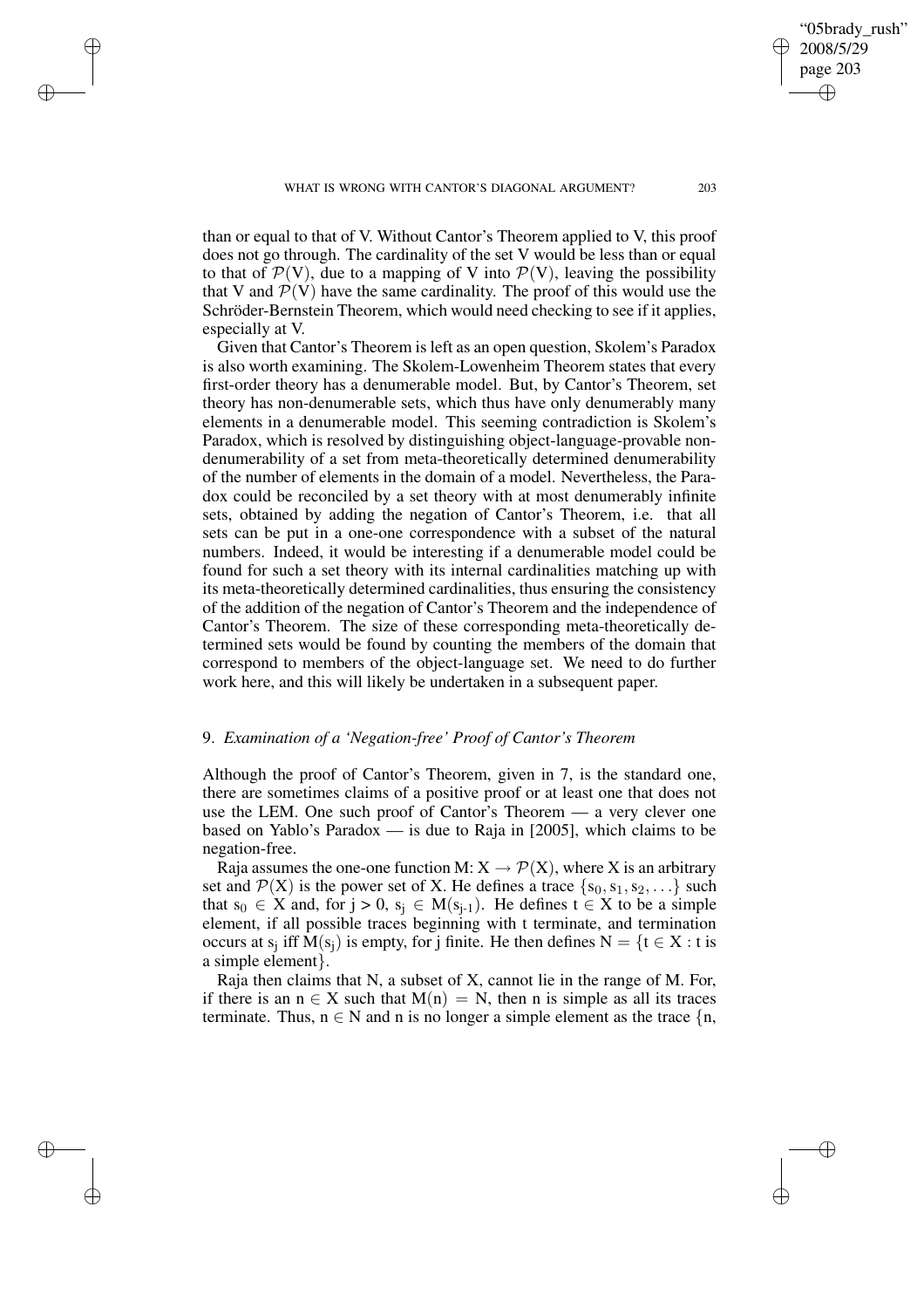than or equal to that of V. Without Cantor's Theorem applied to V, this proof does not go through. The cardinality of the set V would be less than or equal to that of $\mathcal{P}(V)$, due to a mapping of V into $\mathcal{P}(V)$, leaving the possibility that V and $\mathcal{P}(V)$ have the same cardinality. The proof of this would use the Schröder-Bernstein Theorem, which would need checking to see if it applies, especially at V.

Given that Cantor's Theorem is left as an open question, Skolem's Paradox is also worth examining. The Skolem-Lowenheim Theorem states that every first-order theory has a denumerable model. But, by Cantor's Theorem, set theory has non-denumerable sets, which thus have only denumerably many elements in a denumerable model. This seeming contradiction is Skolem's Paradox, which is resolved by distinguishing object-language-provable non-denumerability of a set from meta-theoretically determined denumerability of the number of elements in the domain of a model. Nevertheless, the Paradox could be reconciled by a set theory with at most denumerably infinite sets, obtained by adding the negation of Cantor's Theorem, i.e. that all sets can be put in a one-one correspondence with a subset of the natural numbers. Indeed, it would be interesting if a denumerable model could be found for such a set theory with its internal cardinalities matching up with its meta-theoretically determined cardinalities, thus ensuring the consistency of the addition of the negation of Cantor's Theorem and the independence of Cantor's Theorem. The size of these corresponding meta-theoretically determined sets would be found by counting the members of the domain that correspond to members of the object-language set. We need to do further work here, and this will likely be undertaken in a subsequent paper.

## 9. *Examination of a 'Negation-free' Proof of Cantor's Theorem*

Although the proof of Cantor's Theorem, given in 7, is the standard one, there are sometimes claims of a positive proof or at least one that does not use the LEM. One such proof of Cantor's Theorem — a very clever one based on Yablo's Paradox — is due to Raja in [2005], which claims to be negation-free.

Raja assumes the one-one function $M: X \to \mathcal{P}(X)$, where X is an arbitrary set and $\mathcal{P}(X)$ is the power set of X. He defines a trace $\{s_0, s_1, s_2, \ldots\}$ such that $s_0 \in X$ and, for $j > 0$, $s_j \in M(s_{j-1})$. He defines $t \in X$ to be a simple element, if all possible traces beginning with t terminate, and termination occurs at $s_j$ iff $M(s_j)$ is empty, for j finite. He then defines $N = \{t \in X : t$ is a simple element$\}$.

Raja then claims that N, a subset of X, cannot lie in the range of M. For, if there is an $n \in X$ such that $M(n) = N$, then n is simple as all its traces terminate. Thus, $n \in N$ and n is no longer a simple element as the trace {n,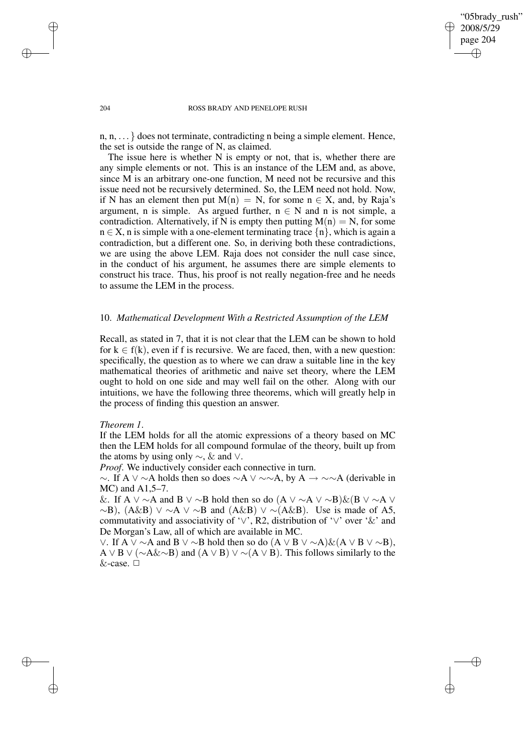n, n, ... } does not terminate, contradicting n being a simple element. Hence, the set is outside the range of N, as claimed.

The issue here is whether N is empty or not, that is, whether there are any simple elements or not. This is an instance of the LEM and, as above, since M is an arbitrary one-one function, M need not be recursive and this issue need not be recursively determined. So, the LEM need not hold. Now, if N has an element then put $M(n) = N$, for some $n \in X$, and, by Raja's argument, n is simple. As argued further, $n \in N$ and n is not simple, a contradiction. Alternatively, if N is empty then putting $M(n) = N$, for some $n \in X$, n is simple with a one-element terminating trace $\{n\}$, which is again a contradiction, but a different one. So, in deriving both these contradictions, we are using the above LEM. Raja does not consider the null case since, in the conduct of his argument, he assumes there are simple elements to construct his trace. Thus, his proof is not really negation-free and he needs to assume the LEM in the process.

## 10. *Mathematical Development With a Restricted Assumption of the LEM*

Recall, as stated in 7, that it is not clear that the LEM can be shown to hold for $k \in f(k)$, even if f is recursive. We are faced, then, with a new question: specifically, the question as to where we can draw a suitable line in the key mathematical theories of arithmetic and naive set theory, where the LEM ought to hold on one side and may well fail on the other. Along with our intuitions, we have the following three theorems, which will greatly help in the process of finding this question an answer.

*Theorem 1*.

If the LEM holds for all the atomic expressions of a theory based on MC then the LEM holds for all compound formulae of the theory, built up from the atoms by using only $\sim$, & and $\vee$.

*Proof*. We inductively consider each connective in turn.

$\sim$. If $A \vee \sim A$ holds then so does $\sim A \vee \sim\sim A$, by $A \rightarrow \sim\sim A$ (derivable in MC) and A1,5–7.

&. If $A \vee \sim A$ and $B \vee \sim B$ hold then so do $(A \vee \sim A \vee \sim B) \& (B \vee \sim A \vee \sim B)$, $(A \& B) \vee \sim A \vee \sim B$ and $(A \& B) \vee \sim (A \& B)$. Use is made of A5, commutativity and associativity of '$\vee$', R2, distribution of '$\vee$' over '&' and De Morgan's Law, all of which are available in MC.

$\vee$. If $A \vee \sim A$ and $B \vee \sim B$ hold then so do $(A \vee B \vee \sim A) \& (A \vee B \vee \sim B)$, $A \vee B \vee (\sim A \& \sim B)$ and $(A \vee B) \vee \sim (A \vee B)$. This follows similarly to the &-case. □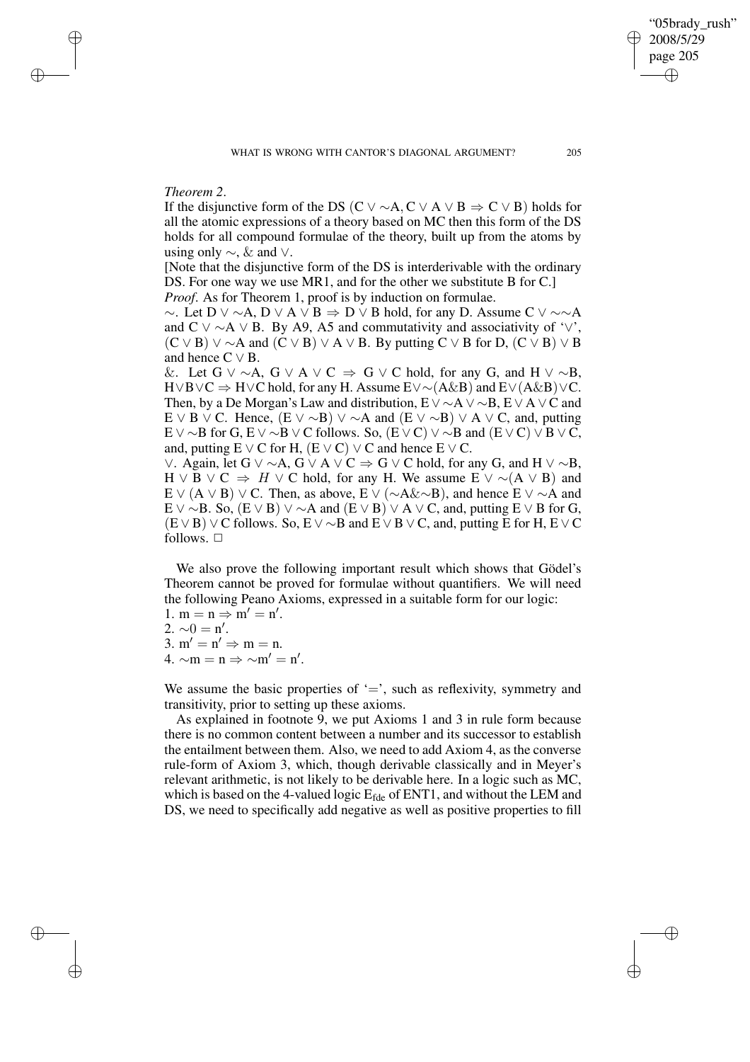*Theorem 2*.

If the disjunctive form of the DS $(C \vee \sim A, C \vee A \vee B \Rightarrow C \vee B)$ holds for all the atomic expressions of a theory based on MC then this form of the DS holds for all compound formulae of the theory, built up from the atoms by using only $\sim$, & and $\vee$.

[Note that the disjunctive form of the DS is interderivable with the ordinary DS. For one way we use MR1, and for the other we substitute B for C.]

*Proof*. As for Theorem 1, proof is by induction on formulae.

$\sim$. Let $D \vee \sim A, D \vee A \vee B \Rightarrow D \vee B$ hold, for any D. Assume $C \vee \sim\sim A$ and $C \vee \sim A \vee B$. By A9, A5 and commutativity and associativity of '$\vee$', $(C \vee B) \vee \sim A$ and $(C \vee B) \vee A \vee B$. By putting $C \vee B$ for D, $(C \vee B) \vee B$ and hence $C \vee B$.

&. Let $G \vee \sim A, G \vee A \vee C \Rightarrow G \vee C$ hold, for any G, and $H \vee \sim B$, $H \vee B \vee C \Rightarrow H \vee C$ hold, for any H. Assume $E \vee \sim(A \& B)$ and $E \vee (A \& B) \vee C$. Then, by a De Morgan's Law and distribution, $E \vee \sim A \vee \sim B$, $E \vee A \vee C$ and $E \vee B \vee C$. Hence, $(E \vee \sim B) \vee \sim A$ and $(E \vee \sim B) \vee A \vee C$, and, putting $E \vee \sim B$ for G, $E \vee \sim B \vee C$ follows. So, $(E \vee C) \vee \sim B$ and $(E \vee C) \vee B \vee C$, and, putting $E \vee C$ for H, $(E \vee C) \vee C$ and hence $E \vee C$.

$\vee$. Again, let $G \vee \sim A, G \vee A \vee C \Rightarrow G \vee C$ hold, for any G, and $H \vee \sim B$, $H \vee B \vee C \Rightarrow H \vee C$ hold, for any H. We assume $E \vee \sim(A \vee B)$ and $E \vee (A \vee B) \vee C$. Then, as above, $E \vee (\sim A \& \sim B)$, and hence $E \vee \sim A$ and $E \vee \sim B$. So, $(E \vee B) \vee \sim A$ and $(E \vee B) \vee A \vee C$, and, putting $E \vee B$ for G, $(E \vee B) \vee C$ follows. So, $E \vee \sim B$ and $E \vee B \vee C$, and, putting E for H, $E \vee C$ follows. □

We also prove the following important result which shows that Gödel's Theorem cannot be proved for formulae without quantifiers. We will need the following Peano Axioms, expressed in a suitable form for our logic:

1. $m = n \Rightarrow m' = n'$.
2. $\sim 0 = n'$.
3. $m' = n' \Rightarrow m = n$.
4. $\sim m = n \Rightarrow \sim m' = n'$.

We assume the basic properties of '$=$', such as reflexivity, symmetry and transitivity, prior to setting up these axioms.

As explained in footnote 9, we put Axioms 1 and 3 in rule form because there is no common content between a number and its successor to establish the entailment between them. Also, we need to add Axiom 4, as the converse rule-form of Axiom 3, which, though derivable classically and in Meyer's relevant arithmetic, is not likely to be derivable here. In a logic such as MC, which is based on the 4-valued logic $E_{fde}$ of ENT1, and without the LEM and DS, we need to specifically add negative as well as positive properties to fill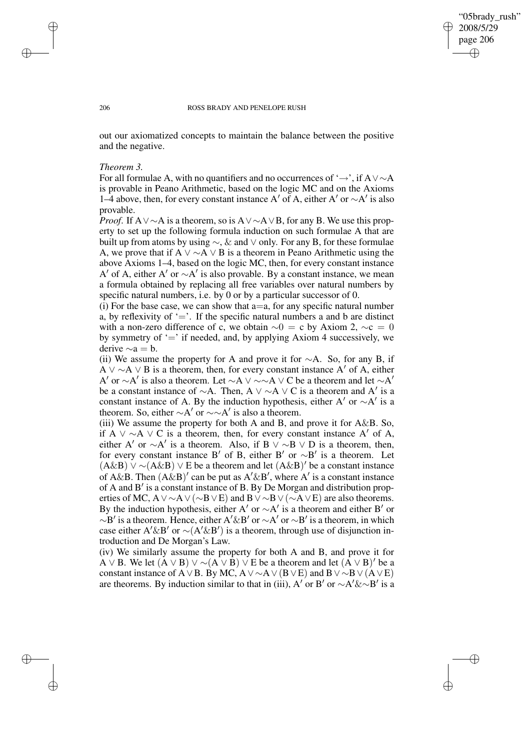out our axiomatized concepts to maintain the balance between the positive and the negative.

*Theorem 3.*
For all formulae A, with no quantifiers and no occurrences of '$\rightarrow$', if $A \vee \sim A$ is provable in Peano Arithmetic, based on the logic MC and on the Axioms 1–4 above, then, for every constant instance $A'$ of A, either $A'$ or $\sim A'$ is also provable.

*Proof.* If $A \vee \sim A$ is a theorem, so is $A \vee \sim A \vee B$, for any B. We use this property to set up the following formula induction on such formulae A that are built up from atoms by using $\sim$, & and $\vee$ only. For any B, for these formulae A, we prove that if $A \vee \sim A \vee B$ is a theorem in Peano Arithmetic using the above Axioms 1–4, based on the logic MC, then, for every constant instance $A'$ of A, either $A'$ or $\sim A'$ is also provable. By a constant instance, we mean a formula obtained by replacing all free variables over natural numbers by specific natural numbers, i.e. by 0 or by a particular successor of 0.

(i) For the base case, we can show that a=a, for any specific natural number a, by reflexivity of '='. If the specific natural numbers a and b are distinct with a non-zero difference of c, we obtain $\sim 0 = c$ by Axiom 2, $\sim c = 0$ by symmetry of '=' if needed, and, by applying Axiom 4 successively, we derive $\sim a = b$.

(ii) We assume the property for A and prove it for $\sim A$. So, for any B, if $A \vee \sim A \vee B$ is a theorem, then, for every constant instance $A'$ of A, either $A'$ or $\sim A'$ is also a theorem. Let $\sim A \vee \sim\sim A \vee C$ be a theorem and let $\sim A'$ be a constant instance of $\sim A$. Then, $A \vee \sim A \vee C$ is a theorem and $A'$ is a constant instance of A. By the induction hypothesis, either $A'$ or $\sim A'$ is a theorem. So, either $\sim A'$ or $\sim\sim A'$ is also a theorem.

(iii) We assume the property for both A and B, and prove it for A&B. So, if $A \vee \sim A \vee C$ is a theorem, then, for every constant instance $A'$ of A, either $A'$ or $\sim A'$ is a theorem. Also, if $B \vee \sim B \vee D$ is a theorem, then, for every constant instance $B'$ of B, either $B'$ or $\sim B'$ is a theorem. Let $(A\&B) \vee \sim(A\&B) \vee E$ be a theorem and let $(A\&B)'$ be a constant instance of A&B. Then $(A\&B)'$ can be put as $A'\&B'$, where $A'$ is a constant instance of A and $B'$ is a constant instance of B. By De Morgan and distribution properties of MC, $A \vee \sim A \vee (\sim B \vee E)$ and $B \vee \sim B \vee (\sim A \vee E)$ are also theorems. By the induction hypothesis, either $A'$ or $\sim A'$ is a theorem and either $B'$ or $\sim B'$ is a theorem. Hence, either $A'\&B'$ or $\sim A'$ or $\sim B'$ is a theorem, in which case either $A'\&B'$ or $\sim(A'\&B')$ is a theorem, through use of disjunction introduction and De Morgan's Law.

(iv) We similarly assume the property for both A and B, and prove it for $A \vee B$. We let $(A \vee B) \vee \sim(A \vee B) \vee E$ be a theorem and let $(A \vee B)'$ be a constant instance of $A \vee B$. By MC, $A \vee \sim A \vee (B \vee E)$ and $B \vee \sim B \vee (A \vee E)$ are theorems. By induction similar to that in (iii), $A'$ or $B'$ or $\sim A'\&\sim B'$ is a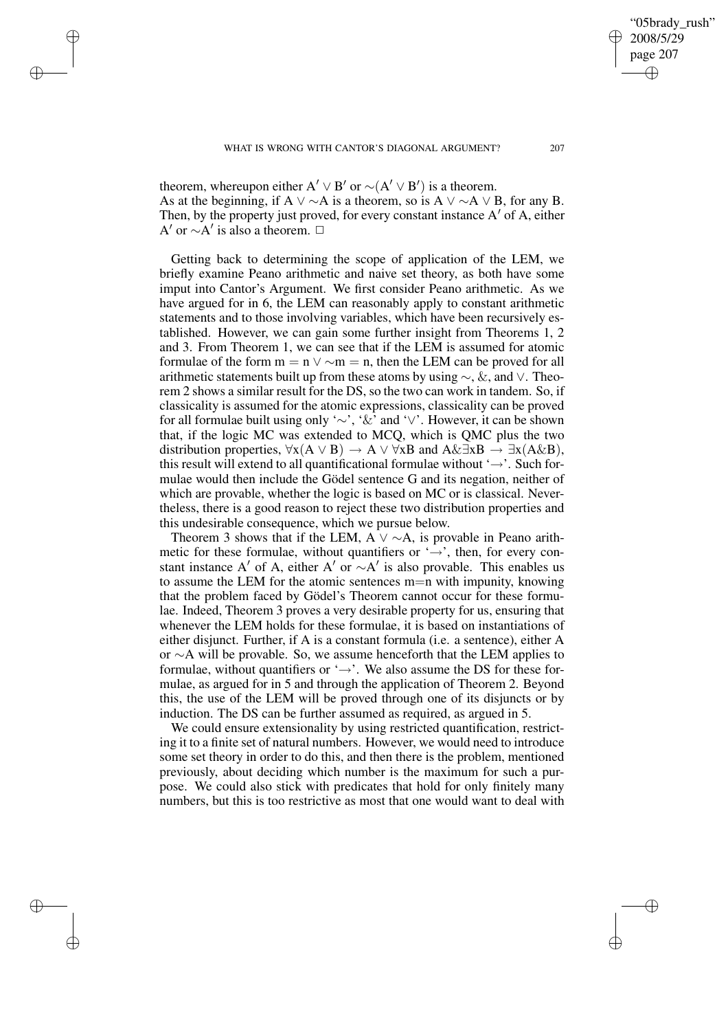theorem, whereupon either $A' \vee B'$ or $\sim(A' \vee B')$ is a theorem.
As at the beginning, if $A \vee \sim A$ is a theorem, so is $A \vee \sim A \vee B$, for any B. Then, by the property just proved, for every constant instance $A'$ of A, either $A'$ or $\sim A'$ is also a theorem. □

Getting back to determining the scope of application of the LEM, we briefly examine Peano arithmetic and naive set theory, as both have some imput into Cantor's Argument. We first consider Peano arithmetic. As we have argued for in 6, the LEM can reasonably apply to constant arithmetic statements and to those involving variables, which have been recursively established. However, we can gain some further insight from Theorems 1, 2 and 3. From Theorem 1, we can see that if the LEM is assumed for atomic formulae of the form $m = n \vee \sim m = n$, then the LEM can be proved for all arithmetic statements built up from these atoms by using $\sim$, &, and $\vee$. Theorem 2 shows a similar result for the DS, so the two can work in tandem. So, if classicality is assumed for the atomic expressions, classicality can be proved for all formulae built using only '$\sim$', '&' and '$\vee$'. However, it can be shown that, if the logic MC was extended to MCQ, which is QMC plus the two distribution properties, $\forall x(A \vee B) \rightarrow A \vee \forall xB$ and $A \& \exists xB \rightarrow \exists x(A \& B)$, this result will extend to all quantificational formulae without '$\rightarrow$'. Such formulae would then include the Gödel sentence G and its negation, neither of which are provable, whether the logic is based on MC or is classical. Nevertheless, there is a good reason to reject these two distribution properties and this undesirable consequence, which we pursue below.

Theorem 3 shows that if the LEM, $A \vee \sim A$, is provable in Peano arithmetic for these formulae, without quantifiers or '$\rightarrow$', then, for every constant instance $A'$ of A, either $A'$ or $\sim A'$ is also provable. This enables us to assume the LEM for the atomic sentences m=n with impunity, knowing that the problem faced by Gödel's Theorem cannot occur for these formulae. Indeed, Theorem 3 proves a very desirable property for us, ensuring that whenever the LEM holds for these formulae, it is based on instantiations of either disjunct. Further, if A is a constant formula (i.e. a sentence), either A or $\sim$A will be provable. So, we assume henceforth that the LEM applies to formulae, without quantifiers or '$\rightarrow$'. We also assume the DS for these formulae, as argued for in 5 and through the application of Theorem 2. Beyond this, the use of the LEM will be proved through one of its disjuncts or by induction. The DS can be further assumed as required, as argued in 5.

We could ensure extensionality by using restricted quantification, restricting it to a finite set of natural numbers. However, we would need to introduce some set theory in order to do this, and then there is the problem, mentioned previously, about deciding which number is the maximum for such a purpose. We could also stick with predicates that hold for only finitely many numbers, but this is too restrictive as most that one would want to deal with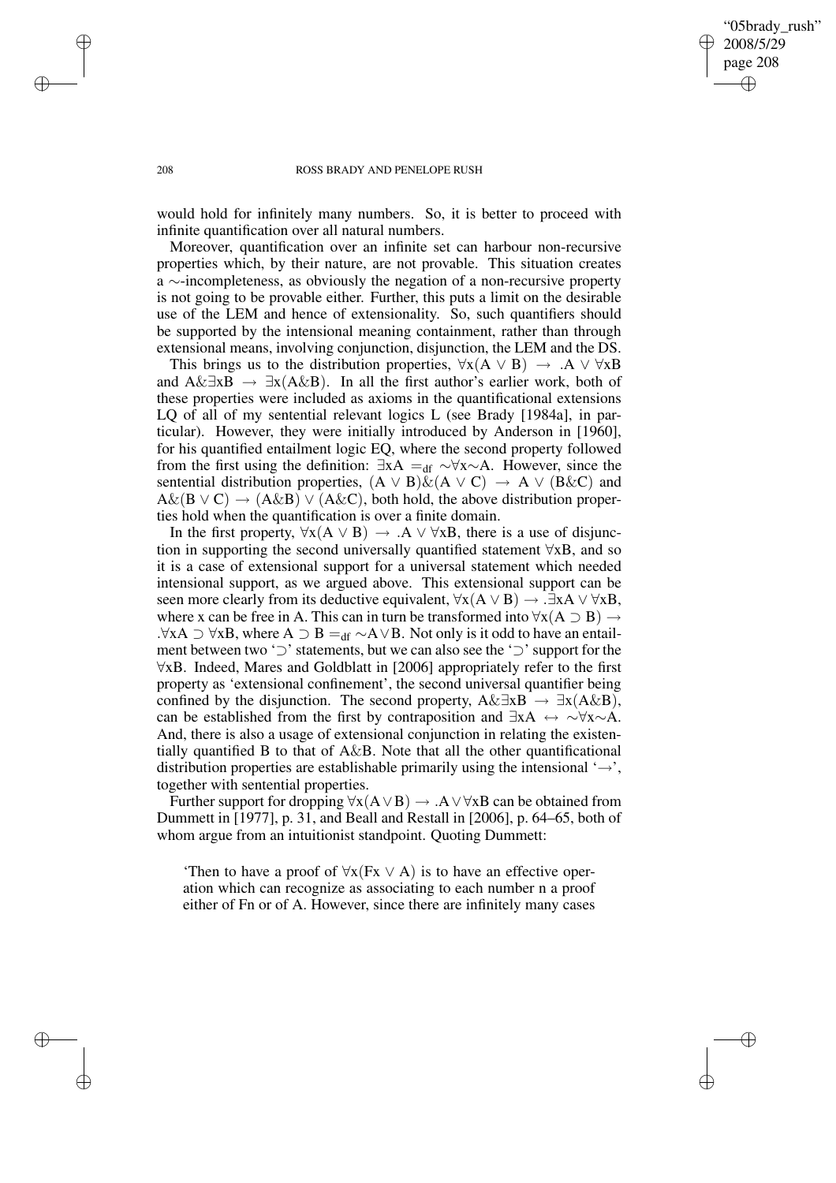would hold for infinitely many numbers. So, it is better to proceed with infinite quantification over all natural numbers.

Moreover, quantification over an infinite set can harbour non-recursive properties which, by their nature, are not provable. This situation creates a $\sim$-incompleteness, as obviously the negation of a non-recursive property is not going to be provable either. Further, this puts a limit on the desirable use of the LEM and hence of extensionality. So, such quantifiers should be supported by the intensional meaning containment, rather than through extensional means, involving conjunction, disjunction, the LEM and the DS.

This brings us to the distribution properties, $\forall x(A \vee B) \rightarrow .A \vee \forall xB$ and $A\&\exists xB \rightarrow \exists x(A\&B)$. In all the first author's earlier work, both of these properties were included as axioms in the quantificational extensions LQ of all of my sentential relevant logics L (see Brady [1984a], in particular). However, they were initially introduced by Anderson in [1960], for his quantified entailment logic EQ, where the second property followed from the first using the definition: $\exists xA =_{df} \sim\forall x\sim A$. However, since the sentential distribution properties, $(A \vee B)\&(A \vee C) \rightarrow A \vee (B\&C)$ and $A\&(B \vee C) \rightarrow (A\&B) \vee (A\&C)$, both hold, the above distribution properties hold when the quantification is over a finite domain.

In the first property, $\forall x(A \vee B) \rightarrow .A \vee \forall xB$, there is a use of disjunction in supporting the second universally quantified statement $\forall xB$, and so it is a case of extensional support for a universal statement which needed intensional support, as we argued above. This extensional support can be seen more clearly from its deductive equivalent, $\forall x(A \vee B) \rightarrow .\exists xA \vee \forall xB$, where x can be free in A. This can in turn be transformed into $\forall x(A \supset B) \rightarrow .\forall xA \supset \forall xB$, where $A \supset B =_{df} \sim A \vee B$. Not only is it odd to have an entailment between two '$\supset$' statements, but we can also see the '$\supset$' support for the $\forall xB$. Indeed, Mares and Goldblatt in [2006] appropriately refer to the first property as 'extensional confinement', the second universal quantifier being confined by the disjunction. The second property, $A\&\exists xB \rightarrow \exists x(A\&B)$, can be established from the first by contraposition and $\exists xA \leftrightarrow \sim\forall x\sim A$. And, there is also a usage of extensional conjunction in relating the existentially quantified B to that of $A\&B$. Note that all the other quantificational distribution properties are establishable primarily using the intensional '$\rightarrow$', together with sentential properties.

Further support for dropping $\forall x(A \vee B) \rightarrow .A \vee \forall xB$ can be obtained from Dummett in [1977], p. 31, and Beall and Restall in [2006], p. 64–65, both of whom argue from an intuitionist standpoint. Quoting Dummett:

> 'Then to have a proof of $\forall x(Fx \vee A)$ is to have an effective operation which can recognize as associating to each number n a proof either of Fn or of A. However, since there are infinitely many cases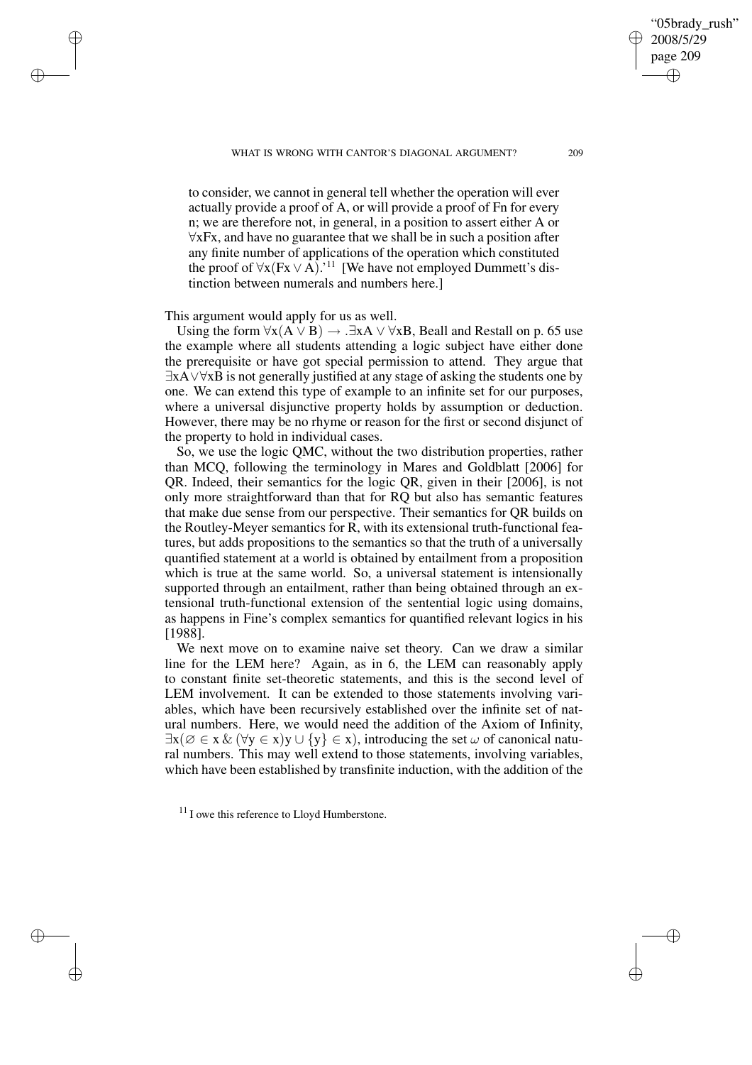> to consider, we cannot in general tell whether the operation will ever actually provide a proof of A, or will provide a proof of Fn for every n; we are therefore not, in general, in a position to assert either A or $\forall$xFx, and have no guarantee that we shall be in such a position after any finite number of applications of the operation which constituted the proof of $\forall x(Fx \vee A)$.'[11] [We have not employed Dummett's distinction between numerals and numbers here.]

This argument would apply for us as well.

Using the form $\forall x(A \vee B) \rightarrow .\exists xA \vee \forall xB$, Beall and Restall on p. 65 use the example where all students attending a logic subject have either done the prerequisite or have got special permission to attend. They argue that $\exists xA \vee \forall xB$ is not generally justified at any stage of asking the students one by one. We can extend this type of example to an infinite set for our purposes, where a universal disjunctive property holds by assumption or deduction. However, there may be no rhyme or reason for the first or second disjunct of the property to hold in individual cases.

So, we use the logic QMC, without the two distribution properties, rather than MCQ, following the terminology in Mares and Goldblatt [2006] for QR. Indeed, their semantics for the logic QR, given in their [2006], is not only more straightforward than that for RQ but also has semantic features that make due sense from our perspective. Their semantics for QR builds on the Routley-Meyer semantics for R, with its extensional truth-functional features, but adds propositions to the semantics so that the truth of a universally quantified statement at a world is obtained by entailment from a proposition which is true at the same world. So, a universal statement is intensionally supported through an entailment, rather than being obtained through an extensional truth-functional extension of the sentential logic using domains, as happens in Fine's complex semantics for quantified relevant logics in his [1988].

We next move on to examine naive set theory. Can we draw a similar line for the LEM here? Again, as in 6, the LEM can reasonably apply to constant finite set-theoretic statements, and this is the second level of LEM involvement. It can be extended to those statements involving variables, which have been recursively established over the infinite set of natural numbers. Here, we would need the addition of the Axiom of Infinity, $\exists x(\varnothing \in x \;\&\; (\forall y \in x) y \cup \{y\} \in x)$, introducing the set $\omega$ of canonical natural numbers. This may well extend to those statements, involving variables, which have been established by transfinite induction, with the addition of the

[11] I owe this reference to Lloyd Humberstone.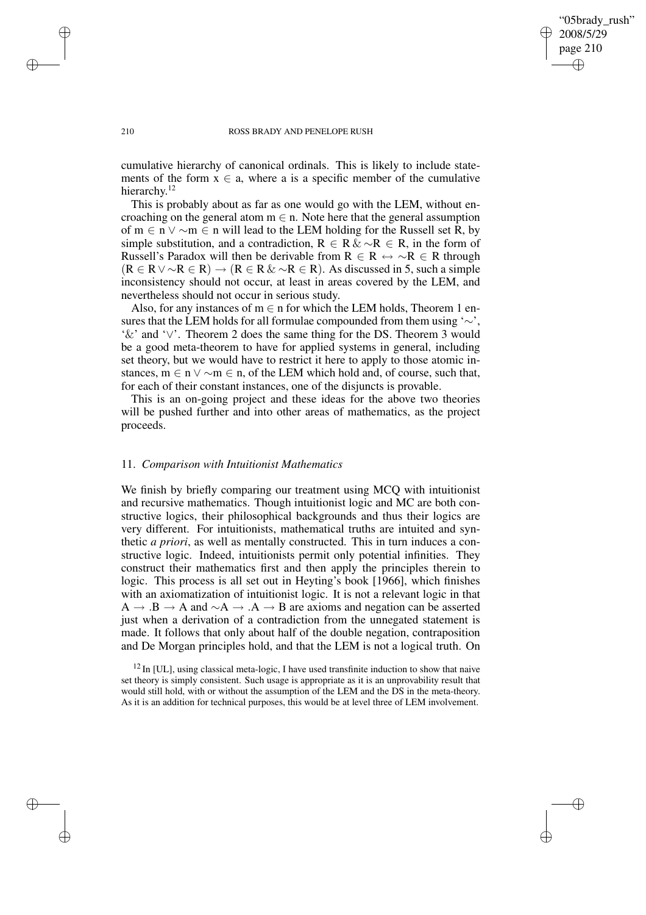cumulative hierarchy of canonical ordinals. This is likely to include statements of the form $x \in a$, where a is a specific member of the cumulative hierarchy.[12]

This is probably about as far as one would go with the LEM, without encroaching on the general atom $m \in n$. Note here that the general assumption of $m \in n \vee \sim m \in n$ will lead to the LEM holding for the Russell set R, by simple substitution, and a contradiction, $R \in R \,\&\, \sim R \in R$, in the form of Russell's Paradox will then be derivable from $R \in R \leftrightarrow \sim R \in R$ through $(R \in R \vee \sim R \in R) \rightarrow (R \in R \,\&\, \sim R \in R)$. As discussed in 5, such a simple inconsistency should not occur, at least in areas covered by the LEM, and nevertheless should not occur in serious study.

Also, for any instances of $m \in n$ for which the LEM holds, Theorem 1 ensures that the LEM holds for all formulae compounded from them using '$\sim$', '&' and '$\vee$'. Theorem 2 does the same thing for the DS. Theorem 3 would be a good meta-theorem to have for applied systems in general, including set theory, but we would have to restrict it here to apply to those atomic instances, $m \in n \vee \sim m \in n$, of the LEM which hold and, of course, such that, for each of their constant instances, one of the disjuncts is provable.

This is an on-going project and these ideas for the above two theories will be pushed further and into other areas of mathematics, as the project proceeds.

## 11. *Comparison with Intuitionist Mathematics*

We finish by briefly comparing our treatment using MCQ with intuitionist and recursive mathematics. Though intuitionist logic and MC are both constructive logics, their philosophical backgrounds and thus their logics are very different. For intuitionists, mathematical truths are intuited and synthetic *a priori*, as well as mentally constructed. This in turn induces a constructive logic. Indeed, intuitionists permit only potential infinities. They construct their mathematics first and then apply the principles therein to logic. This process is all set out in Heyting's book [1966], which finishes with an axiomatization of intuitionist logic. It is not a relevant logic in that $A \rightarrow .B \rightarrow A$ and $\sim A \rightarrow .A \rightarrow B$ are axioms and negation can be asserted just when a derivation of a contradiction from the unnegated statement is made. It follows that only about half of the double negation, contraposition and De Morgan principles hold, and that the LEM is not a logical truth. On

[12] In [UL], using classical meta-logic, I have used transfinite induction to show that naive set theory is simply consistent. Such usage is appropriate as it is an unprovability result that would still hold, with or without the assumption of the LEM and the DS in the meta-theory. As it is an addition for technical purposes, this would be at level three of LEM involvement.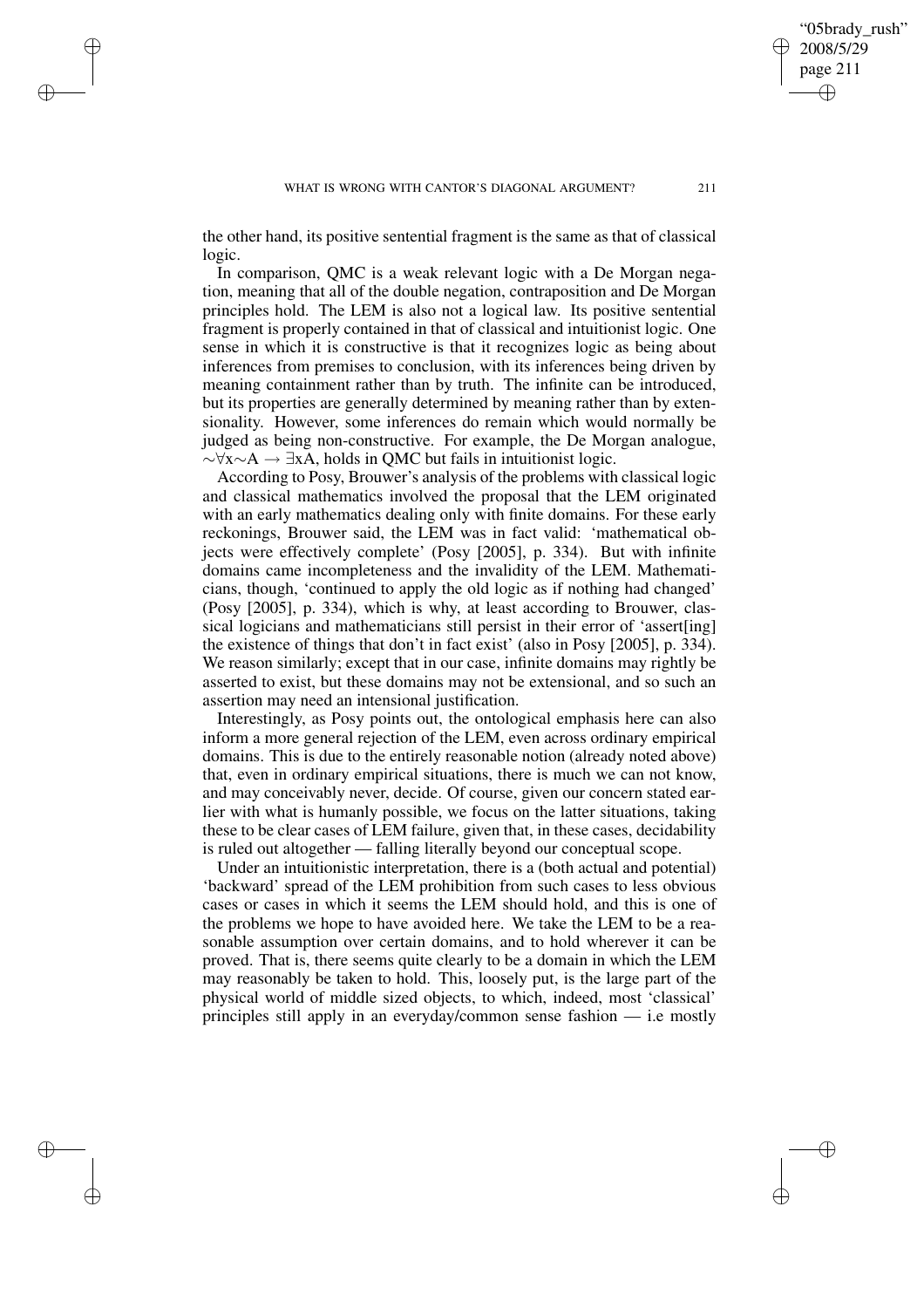the other hand, its positive sentential fragment is the same as that of classical logic.

In comparison, QMC is a weak relevant logic with a De Morgan negation, meaning that all of the double negation, contraposition and De Morgan principles hold. The LEM is also not a logical law. Its positive sentential fragment is properly contained in that of classical and intuitionist logic. One sense in which it is constructive is that it recognizes logic as being about inferences from premises to conclusion, with its inferences being driven by meaning containment rather than by truth. The infinite can be introduced, but its properties are generally determined by meaning rather than by extensionality. However, some inferences do remain which would normally be judged as being non-constructive. For example, the De Morgan analogue, $\sim\forall x\sim A \rightarrow \exists xA$, holds in QMC but fails in intuitionist logic.

According to Posy, Brouwer's analysis of the problems with classical logic and classical mathematics involved the proposal that the LEM originated with an early mathematics dealing only with finite domains. For these early reckonings, Brouwer said, the LEM was in fact valid: 'mathematical objects were effectively complete' (Posy [2005], p. 334). But with infinite domains came incompleteness and the invalidity of the LEM. Mathematicians, though, 'continued to apply the old logic as if nothing had changed' (Posy [2005], p. 334), which is why, at least according to Brouwer, classical logicians and mathematicians still persist in their error of 'assert[ing] the existence of things that don't in fact exist' (also in Posy [2005], p. 334). We reason similarly; except that in our case, infinite domains may rightly be asserted to exist, but these domains may not be extensional, and so such an assertion may need an intensional justification.

Interestingly, as Posy points out, the ontological emphasis here can also inform a more general rejection of the LEM, even across ordinary empirical domains. This is due to the entirely reasonable notion (already noted above) that, even in ordinary empirical situations, there is much we can not know, and may conceivably never, decide. Of course, given our concern stated earlier with what is humanly possible, we focus on the latter situations, taking these to be clear cases of LEM failure, given that, in these cases, decidability is ruled out altogether — falling literally beyond our conceptual scope.

Under an intuitionistic interpretation, there is a (both actual and potential) 'backward' spread of the LEM prohibition from such cases to less obvious cases or cases in which it seems the LEM should hold, and this is one of the problems we hope to have avoided here. We take the LEM to be a reasonable assumption over certain domains, and to hold wherever it can be proved. That is, there seems quite clearly to be a domain in which the LEM may reasonably be taken to hold. This, loosely put, is the large part of the physical world of middle sized objects, to which, indeed, most 'classical' principles still apply in an everyday/common sense fashion — i.e mostly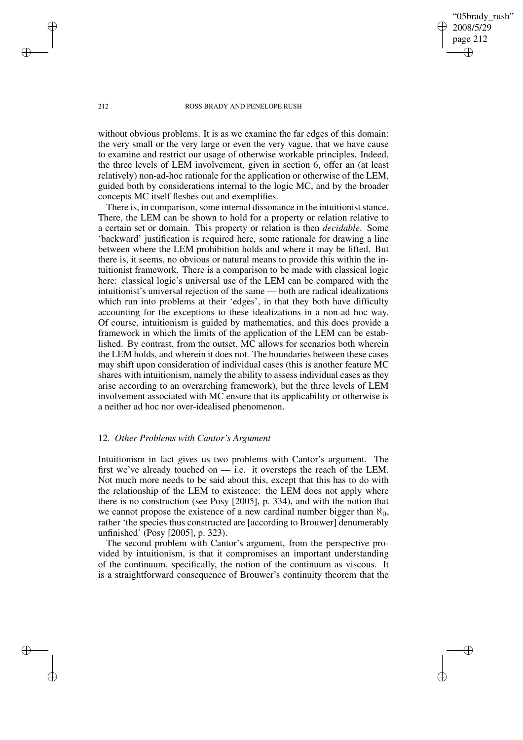without obvious problems. It is as we examine the far edges of this domain: the very small or the very large or even the very vague, that we have cause to examine and restrict our usage of otherwise workable principles. Indeed, the three levels of LEM involvement, given in section 6, offer an (at least relatively) non-ad-hoc rationale for the application or otherwise of the LEM, guided both by considerations internal to the logic MC, and by the broader concepts MC itself fleshes out and exemplifies.

There is, in comparison, some internal dissonance in the intuitionist stance. There, the LEM can be shown to hold for a property or relation relative to a certain set or domain. This property or relation is then *decidable*. Some 'backward' justification is required here, some rationale for drawing a line between where the LEM prohibition holds and where it may be lifted. But there is, it seems, no obvious or natural means to provide this within the intuitionist framework. There is a comparison to be made with classical logic here: classical logic's universal use of the LEM can be compared with the intuitionist's universal rejection of the same — both are radical idealizations which run into problems at their 'edges', in that they both have difficulty accounting for the exceptions to these idealizations in a non-ad hoc way. Of course, intuitionism is guided by mathematics, and this does provide a framework in which the limits of the application of the LEM can be established. By contrast, from the outset, MC allows for scenarios both wherein the LEM holds, and wherein it does not. The boundaries between these cases may shift upon consideration of individual cases (this is another feature MC shares with intuitionism, namely the ability to assess individual cases as they arise according to an overarching framework), but the three levels of LEM involvement associated with MC ensure that its applicability or otherwise is a neither ad hoc nor over-idealised phenomenon.

## 12. *Other Problems with Cantor's Argument*

Intuitionism in fact gives us two problems with Cantor's argument. The first we've already touched on — i.e. it oversteps the reach of the LEM. Not much more needs to be said about this, except that this has to do with the relationship of the LEM to existence: the LEM does not apply where there is no construction (see Posy [2005], p. 334), and with the notion that we cannot propose the existence of a new cardinal number bigger than $\aleph_0$, rather 'the species thus constructed are [according to Brouwer] denumerably unfinished' (Posy [2005], p. 323).

The second problem with Cantor's argument, from the perspective provided by intuitionism, is that it compromises an important understanding of the continuum, specifically, the notion of the continuum as viscous. It is a straightforward consequence of Brouwer's continuity theorem that the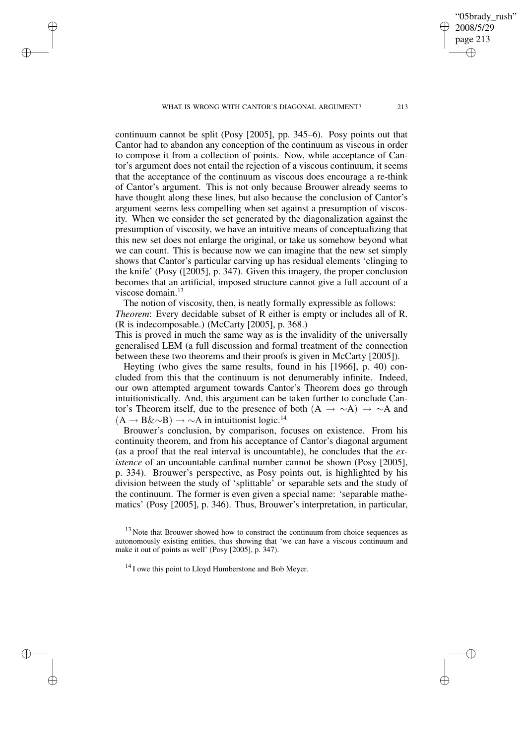continuum cannot be split (Posy [2005], pp. 345–6). Posy points out that Cantor had to abandon any conception of the continuum as viscous in order to compose it from a collection of points. Now, while acceptance of Cantor's argument does not entail the rejection of a viscous continuum, it seems that the acceptance of the continuum as viscous does encourage a re-think of Cantor's argument. This is not only because Brouwer already seems to have thought along these lines, but also because the conclusion of Cantor's argument seems less compelling when set against a presumption of viscosity. When we consider the set generated by the diagonalization against the presumption of viscosity, we have an intuitive means of conceptualizing that this new set does not enlarge the original, or take us somehow beyond what we can count. This is because now we can imagine that the new set simply shows that Cantor's particular carving up has residual elements 'clinging to the knife' (Posy ([2005], p. 347). Given this imagery, the proper conclusion becomes that an artificial, imposed structure cannot give a full account of a viscose domain.[13]

The notion of viscosity, then, is neatly formally expressible as follows:
*Theorem*: Every decidable subset of R either is empty or includes all of R. (R is indecomposable.) (McCarty [2005], p. 368.)
This is proved in much the same way as is the invalidity of the universally generalised LEM (a full discussion and formal treatment of the connection between these two theorems and their proofs is given in McCarty [2005]).

Heyting (who gives the same results, found in his [1966], p. 40) concluded from this that the continuum is not denumerably infinite. Indeed, our own attempted argument towards Cantor's Theorem does go through intuitionistically. And, this argument can be taken further to conclude Cantor's Theorem itself, due to the presence of both $(A \rightarrow \sim A) \rightarrow \sim A$ and $(A \rightarrow B \& \sim B) \rightarrow \sim A$ in intuitionist logic.[14]

Brouwer's conclusion, by comparison, focuses on existence. From his continuity theorem, and from his acceptance of Cantor's diagonal argument (as a proof that the real interval is uncountable), he concludes that the *existence* of an uncountable cardinal number cannot be shown (Posy [2005], p. 334). Brouwer's perspective, as Posy points out, is highlighted by his division between the study of 'splittable' or separable sets and the study of the continuum. The former is even given a special name: 'separable mathematics' (Posy [2005], p. 346). Thus, Brouwer's interpretation, in particular,

[13] Note that Brouwer showed how to construct the continuum from choice sequences as autonomously existing entities, thus showing that 'we can have a viscous continuum and make it out of points as well' (Posy [2005], p. 347).

[14] I owe this point to Lloyd Humberstone and Bob Meyer.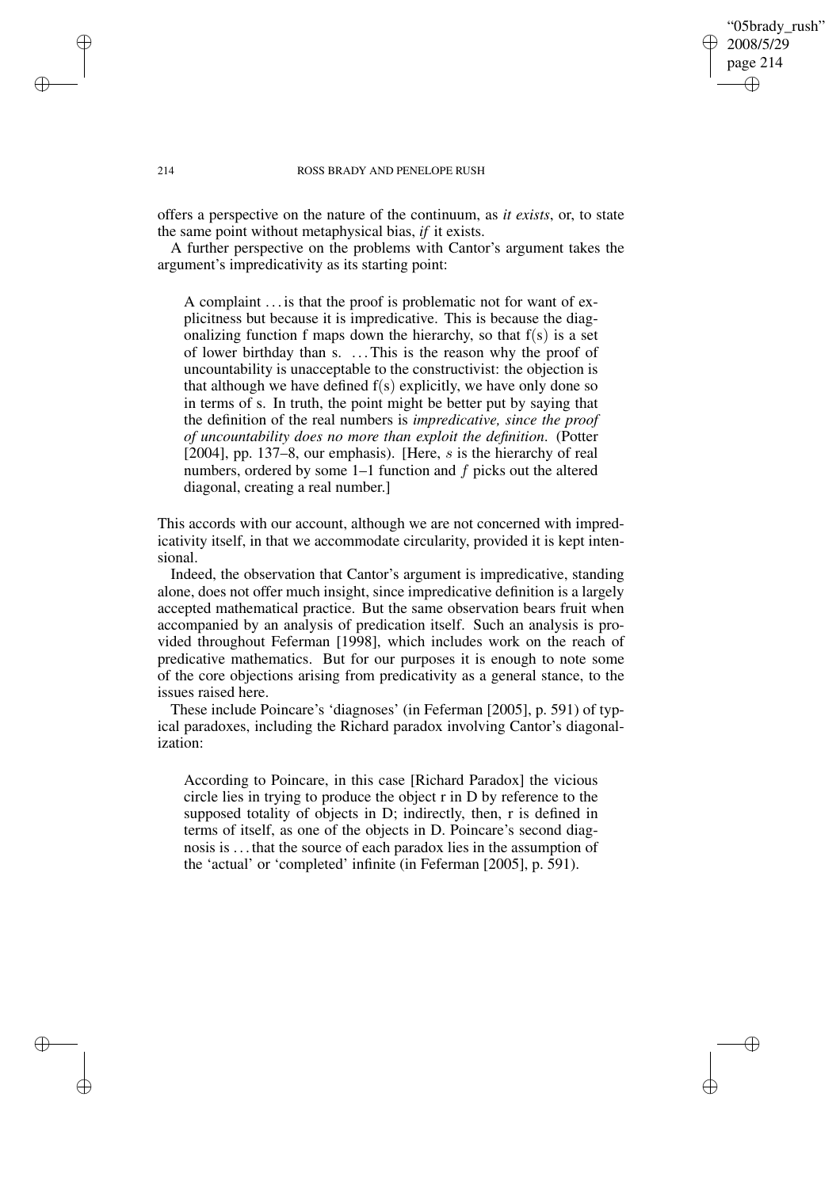offers a perspective on the nature of the continuum, as *it exists*, or, to state the same point without metaphysical bias, *if* it exists.

A further perspective on the problems with Cantor's argument takes the argument's impredicativity as its starting point:

> A complaint . . . is that the proof is problematic not for want of explicitness but because it is impredicative. This is because the diagonalizing function f maps down the hierarchy, so that f(s) is a set of lower birthday than s. . . . This is the reason why the proof of uncountability is unacceptable to the constructivist: the objection is that although we have defined f(s) explicitly, we have only done so in terms of s. In truth, the point might be better put by saying that the definition of the real numbers is *impredicative, since the proof of uncountability does no more than exploit the definition*. (Potter [2004], pp. 137–8, our emphasis). [Here, $s$ is the hierarchy of real numbers, ordered by some 1–1 function and $f$ picks out the altered diagonal, creating a real number.]

This accords with our account, although we are not concerned with impredicativity itself, in that we accommodate circularity, provided it is kept intensional.

Indeed, the observation that Cantor's argument is impredicative, standing alone, does not offer much insight, since impredicative definition is a largely accepted mathematical practice. But the same observation bears fruit when accompanied by an analysis of predication itself. Such an analysis is provided throughout Feferman [1998], which includes work on the reach of predicative mathematics. But for our purposes it is enough to note some of the core objections arising from predicativity as a general stance, to the issues raised here.

These include Poincare's 'diagnoses' (in Feferman [2005], p. 591) of typical paradoxes, including the Richard paradox involving Cantor's diagonalization:

> According to Poincare, in this case [Richard Paradox] the vicious circle lies in trying to produce the object r in D by reference to the supposed totality of objects in D; indirectly, then, r is defined in terms of itself, as one of the objects in D. Poincare's second diagnosis is . . . that the source of each paradox lies in the assumption of the 'actual' or 'completed' infinite (in Feferman [2005], p. 591).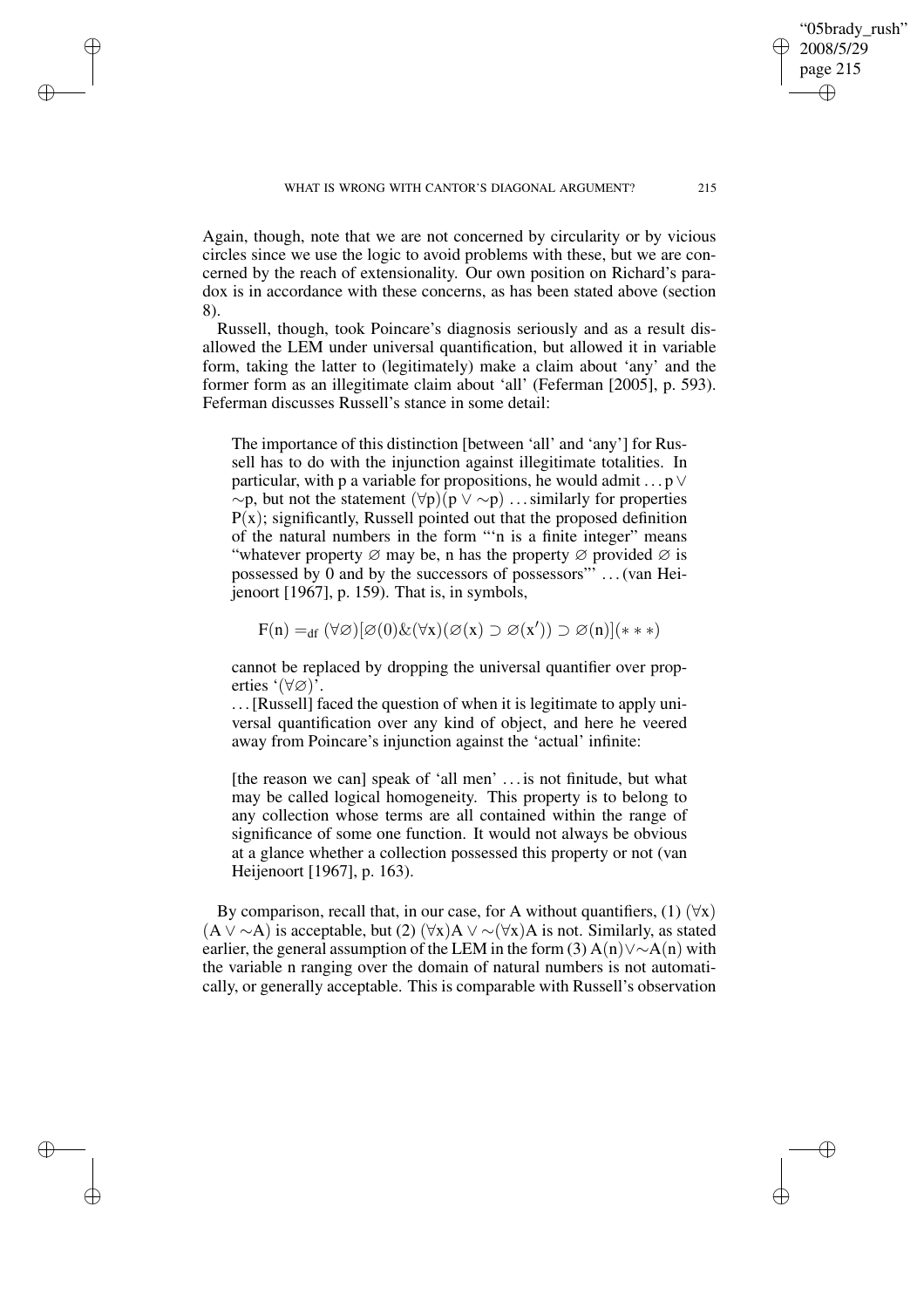Again, though, note that we are not concerned by circularity or by vicious circles since we use the logic to avoid problems with these, but we are concerned by the reach of extensionality. Our own position on Richard's paradox is in accordance with these concerns, as has been stated above (section 8).

Russell, though, took Poincare's diagnosis seriously and as a result disallowed the LEM under universal quantification, but allowed it in variable form, taking the latter to (legitimately) make a claim about 'any' and the former form as an illegitimate claim about 'all' (Feferman [2005], p. 593). Feferman discusses Russell's stance in some detail:

> The importance of this distinction [between 'all' and 'any'] for Russell has to do with the injunction against illegitimate totalities. In particular, with p a variable for propositions, he would admit ... $p \vee \sim p$, but not the statement $(\forall p)(p \vee \sim p)$ ... similarly for properties $P(x)$; significantly, Russell pointed out that the proposed definition of the natural numbers in the form "'n is a finite integer" means "whatever property $\varnothing$ may be, n has the property $\varnothing$ provided $\varnothing$ is possessed by 0 and by the successors of possessors"' ... (van Heijenoort [1967], p. 159). That is, in symbols,
>
> $$F(n) =_{df} (\forall \varnothing)[\varnothing(0) \& (\forall x)(\varnothing(x) \supset \varnothing(x')) \supset \varnothing(n)] (***)$$
>
> cannot be replaced by dropping the universal quantifier over properties '$(\forall \varnothing)$'.
>
> ... [Russell] faced the question of when it is legitimate to apply universal quantification over any kind of object, and here he veered away from Poincare's injunction against the 'actual' infinite:
>
> [the reason we can] speak of 'all men' ... is not finitude, but what may be called logical homogeneity. This property is to belong to any collection whose terms are all contained within the range of significance of some one function. It would not always be obvious at a glance whether a collection possessed this property or not (van Heijenoort [1967], p. 163).

By comparison, recall that, in our case, for A without quantifiers, (1) $(\forall x)(A \vee \sim A)$ is acceptable, but (2) $(\forall x)A \vee \sim(\forall x)A$ is not. Similarly, as stated earlier, the general assumption of the LEM in the form (3) $A(n) \vee \sim A(n)$ with the variable n ranging over the domain of natural numbers is not automatically, or generally acceptable. This is comparable with Russell's observation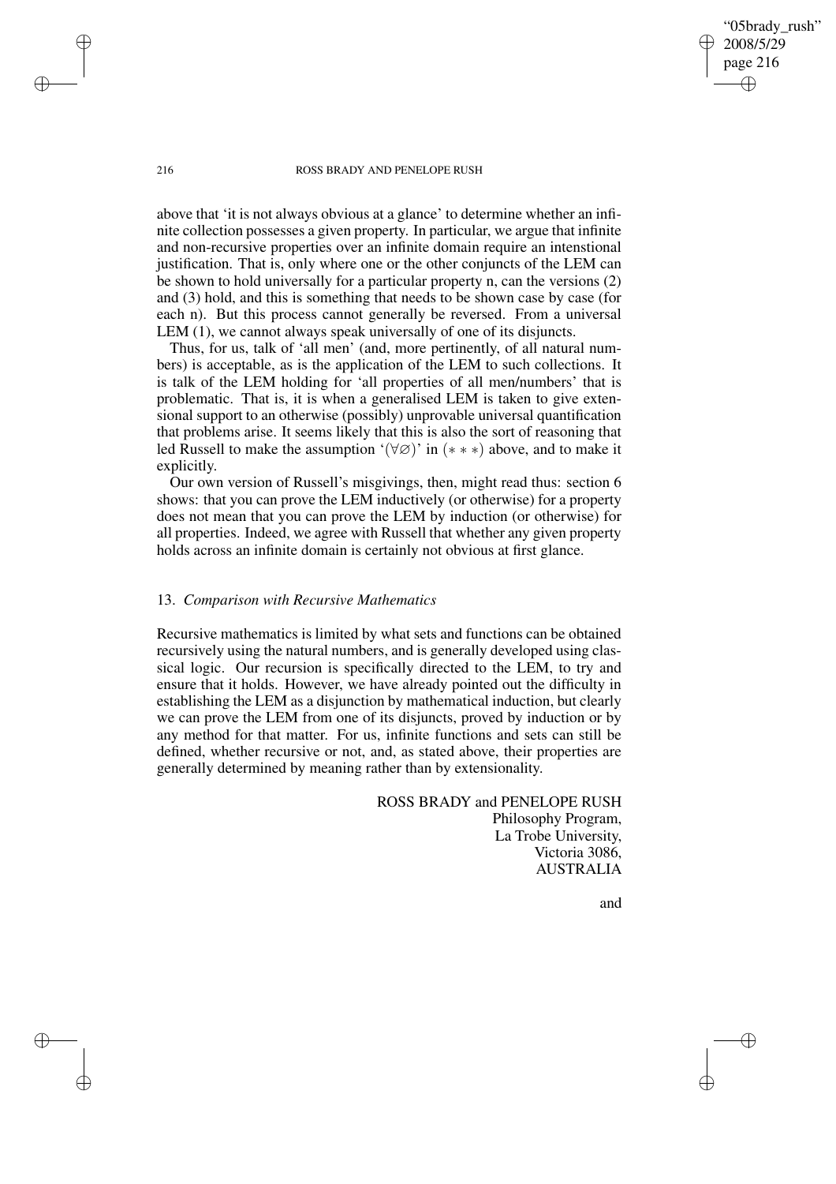above that 'it is not always obvious at a glance' to determine whether an infinite collection possesses a given property. In particular, we argue that infinite and non-recursive properties over an infinite domain require an intenstional justification. That is, only where one or the other conjuncts of the LEM can be shown to hold universally for a particular property n, can the versions (2) and (3) hold, and this is something that needs to be shown case by case (for each n). But this process cannot generally be reversed. From a universal LEM (1), we cannot always speak universally of one of its disjuncts.

Thus, for us, talk of 'all men' (and, more pertinently, of all natural numbers) is acceptable, as is the application of the LEM to such collections. It is talk of the LEM holding for 'all properties of all men/numbers' that is problematic. That is, it is when a generalised LEM is taken to give extensional support to an otherwise (possibly) unprovable universal quantification that problems arise. It seems likely that this is also the sort of reasoning that led Russell to make the assumption '$(\forall\varnothing)$' in $(***)$ above, and to make it explicitly.

Our own version of Russell's misgivings, then, might read thus: section 6 shows: that you can prove the LEM inductively (or otherwise) for a property does not mean that you can prove the LEM by induction (or otherwise) for all properties. Indeed, we agree with Russell that whether any given property holds across an infinite domain is certainly not obvious at first glance.

## 13. *Comparison with Recursive Mathematics*

Recursive mathematics is limited by what sets and functions can be obtained recursively using the natural numbers, and is generally developed using classical logic. Our recursion is specifically directed to the LEM, to try and ensure that it holds. However, we have already pointed out the difficulty in establishing the LEM as a disjunction by mathematical induction, but clearly we can prove the LEM from one of its disjuncts, proved by induction or by any method for that matter. For us, infinite functions and sets can still be defined, whether recursive or not, and, as stated above, their properties are generally determined by meaning rather than by extensionality.

ROSS BRADY and PENELOPE RUSH
Philosophy Program,
La Trobe University,
Victoria 3086,
AUSTRALIA

and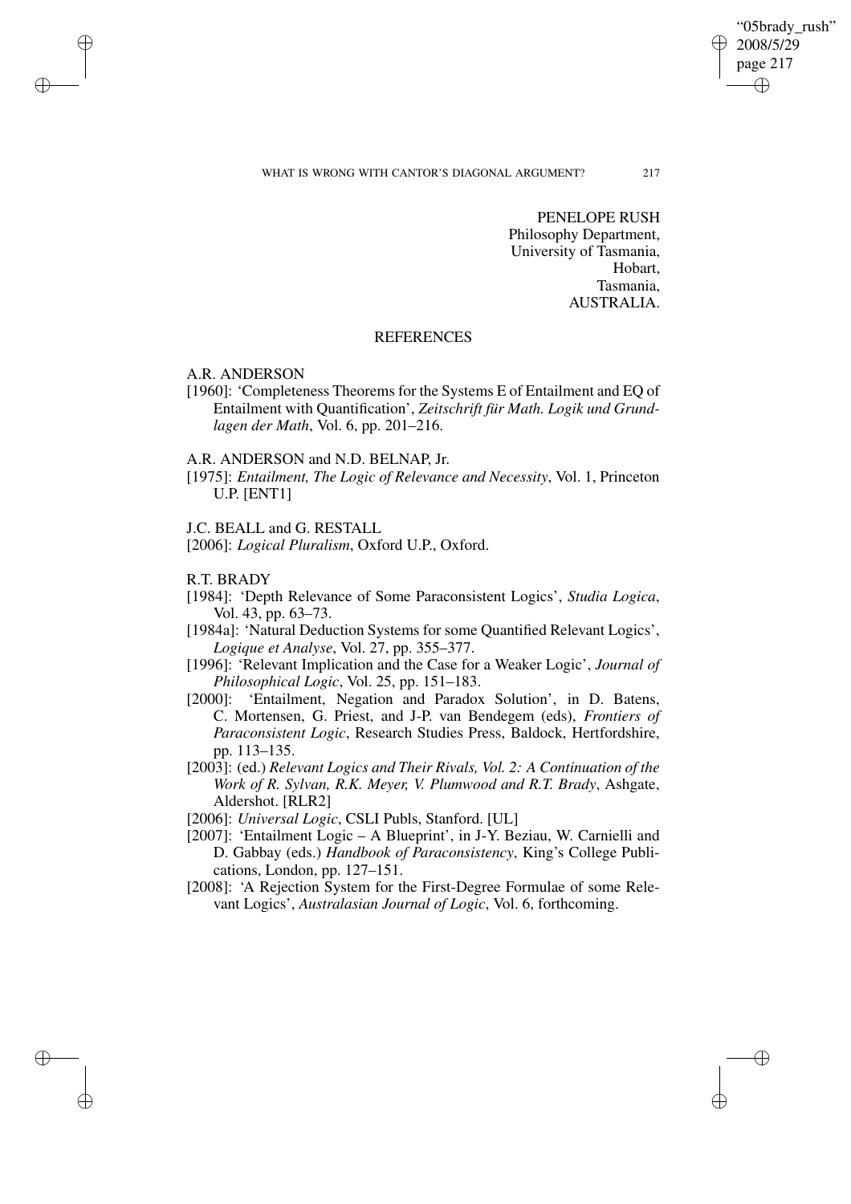PENELOPE RUSH
Philosophy Department,
University of Tasmania,
Hobart,
Tasmania,
AUSTRALIA.

## REFERENCES

A.R. ANDERSON

[1960]: 'Completeness Theorems for the Systems E of Entailment and EQ of Entailment with Quantification', *Zeitschrift für Math. Logik und Grundlagen der Math*, Vol. 6, pp. 201–216.

A.R. ANDERSON and N.D. BELNAP, Jr.

[1975]: *Entailment, The Logic of Relevance and Necessity*, Vol. 1, Princeton U.P. [ENT1]

J.C. BEALL and G. RESTALL

[2006]: *Logical Pluralism*, Oxford U.P., Oxford.

R.T. BRADY

[1984]: 'Depth Relevance of Some Paraconsistent Logics', *Studia Logica*, Vol. 43, pp. 63–73.

[1984a]: 'Natural Deduction Systems for some Quantified Relevant Logics', *Logique et Analyse*, Vol. 27, pp. 355–377.

[1996]: 'Relevant Implication and the Case for a Weaker Logic', *Journal of Philosophical Logic*, Vol. 25, pp. 151–183.

[2000]: 'Entailment, Negation and Paradox Solution', in D. Batens, C. Mortensen, G. Priest, and J-P. van Bendegem (eds), *Frontiers of Paraconsistent Logic*, Research Studies Press, Baldock, Hertfordshire, pp. 113–135.

[2003]: (ed.) *Relevant Logics and Their Rivals, Vol. 2: A Continuation of the Work of R. Sylvan, R.K. Meyer, V. Plumwood and R.T. Brady*, Ashgate, Aldershot. [RLR2]

[2006]: *Universal Logic*, CSLI Publs, Stanford. [UL]

[2007]: 'Entailment Logic – A Blueprint', in J-Y. Beziau, W. Carnielli and D. Gabbay (eds.) *Handbook of Paraconsistency*, King's College Publications, London, pp. 127–151.

[2008]: 'A Rejection System for the First-Degree Formulae of some Relevant Logics', *Australasian Journal of Logic*, Vol. 6, forthcoming.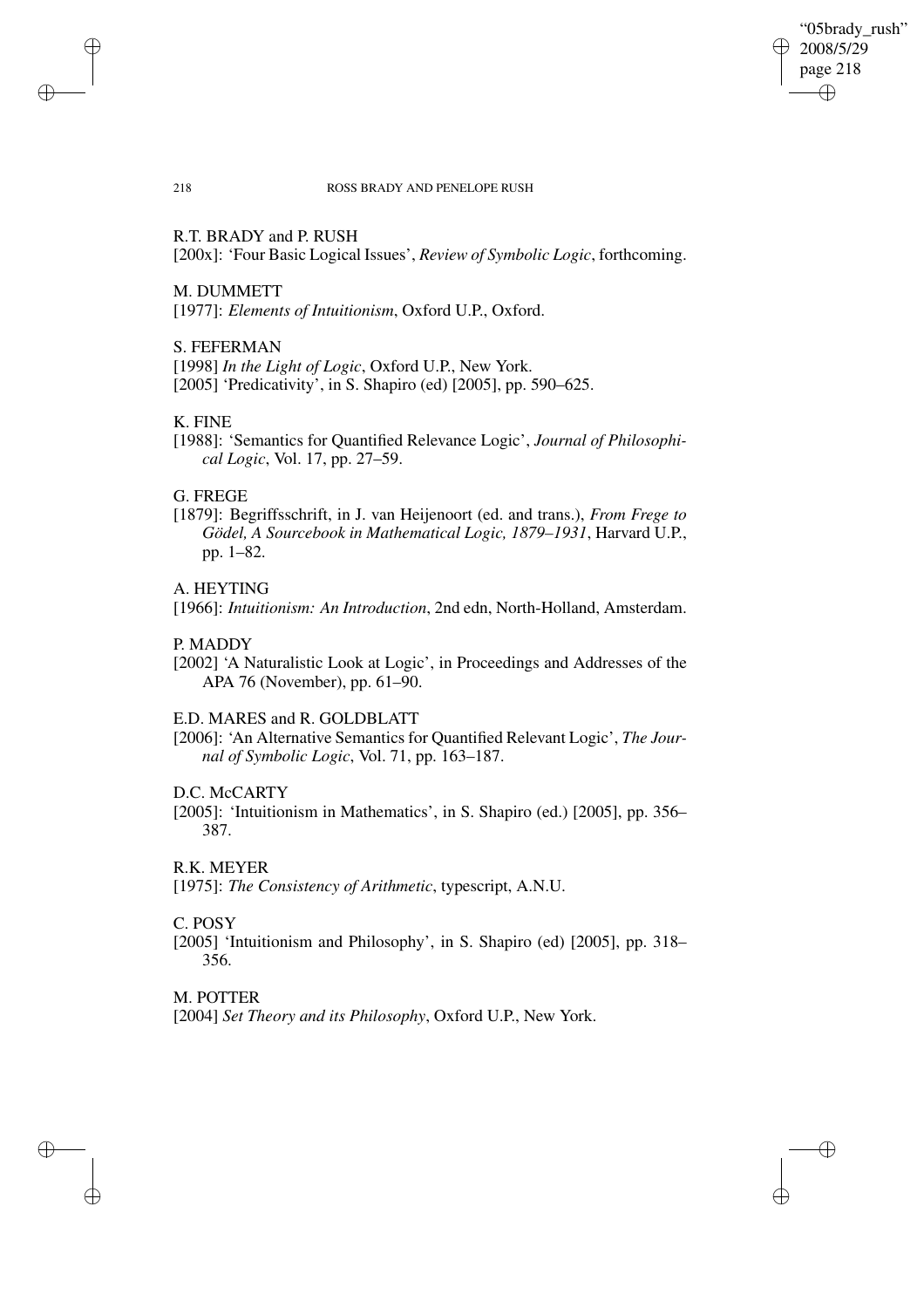R.T. BRADY and P. RUSH

[200x]: 'Four Basic Logical Issues', *Review of Symbolic Logic*, forthcoming.

M. DUMMETT

[1977]: *Elements of Intuitionism*, Oxford U.P., Oxford.

S. FEFERMAN

[1998] *In the Light of Logic*, Oxford U.P., New York.

[2005] 'Predicativity', in S. Shapiro (ed) [2005], pp. 590–625.

K. FINE

[1988]: 'Semantics for Quantified Relevance Logic', *Journal of Philosophical Logic*, Vol. 17, pp. 27–59.

G. FREGE

[1879]: Begriffsschrift, in J. van Heijenoort (ed. and trans.), *From Frege to Gödel, A Sourcebook in Mathematical Logic, 1879–1931*, Harvard U.P., pp. 1–82.

A. HEYTING

[1966]: *Intuitionism: An Introduction*, 2nd edn, North-Holland, Amsterdam.

P. MADDY

[2002] 'A Naturalistic Look at Logic', in Proceedings and Addresses of the APA 76 (November), pp. 61–90.

E.D. MARES and R. GOLDBLATT

[2006]: 'An Alternative Semantics for Quantified Relevant Logic', *The Journal of Symbolic Logic*, Vol. 71, pp. 163–187.

D.C. McCARTY

[2005]: 'Intuitionism in Mathematics', in S. Shapiro (ed.) [2005], pp. 356–387.

R.K. MEYER

[1975]: *The Consistency of Arithmetic*, typescript, A.N.U.

C. POSY

[2005] 'Intuitionism and Philosophy', in S. Shapiro (ed) [2005], pp. 318–356.

M. POTTER

[2004] *Set Theory and its Philosophy*, Oxford U.P., New York.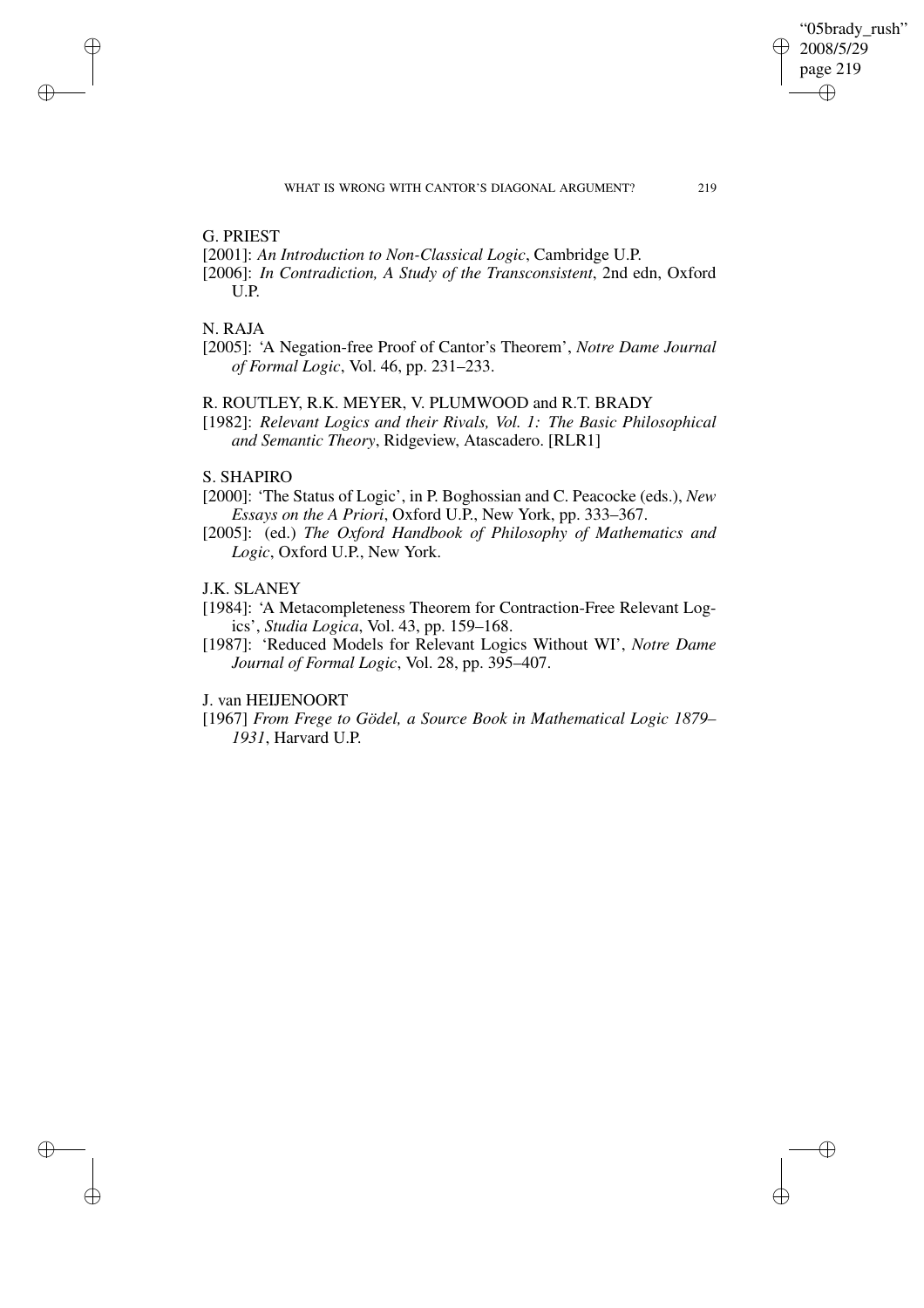G. PRIEST

[2001]: *An Introduction to Non-Classical Logic*, Cambridge U.P.

[2006]: *In Contradiction, A Study of the Transconsistent*, 2nd edn, Oxford U.P.

N. RAJA

[2005]: 'A Negation-free Proof of Cantor's Theorem', *Notre Dame Journal of Formal Logic*, Vol. 46, pp. 231–233.

R. ROUTLEY, R.K. MEYER, V. PLUMWOOD and R.T. BRADY

[1982]: *Relevant Logics and their Rivals, Vol. 1: The Basic Philosophical and Semantic Theory*, Ridgeview, Atascadero. [RLR1]

S. SHAPIRO

[2000]: 'The Status of Logic', in P. Boghossian and C. Peacocke (eds.), *New Essays on the A Priori*, Oxford U.P., New York, pp. 333–367.

[2005]: (ed.) *The Oxford Handbook of Philosophy of Mathematics and Logic*, Oxford U.P., New York.

J.K. SLANEY

[1984]: 'A Metacompleteness Theorem for Contraction-Free Relevant Logics', *Studia Logica*, Vol. 43, pp. 159–168.

[1987]: 'Reduced Models for Relevant Logics Without WI', *Notre Dame Journal of Formal Logic*, Vol. 28, pp. 395–407.

J. van HEIJENOORT

[1967] *From Frege to Gödel, a Source Book in Mathematical Logic 1879–1931*, Harvard U.P.